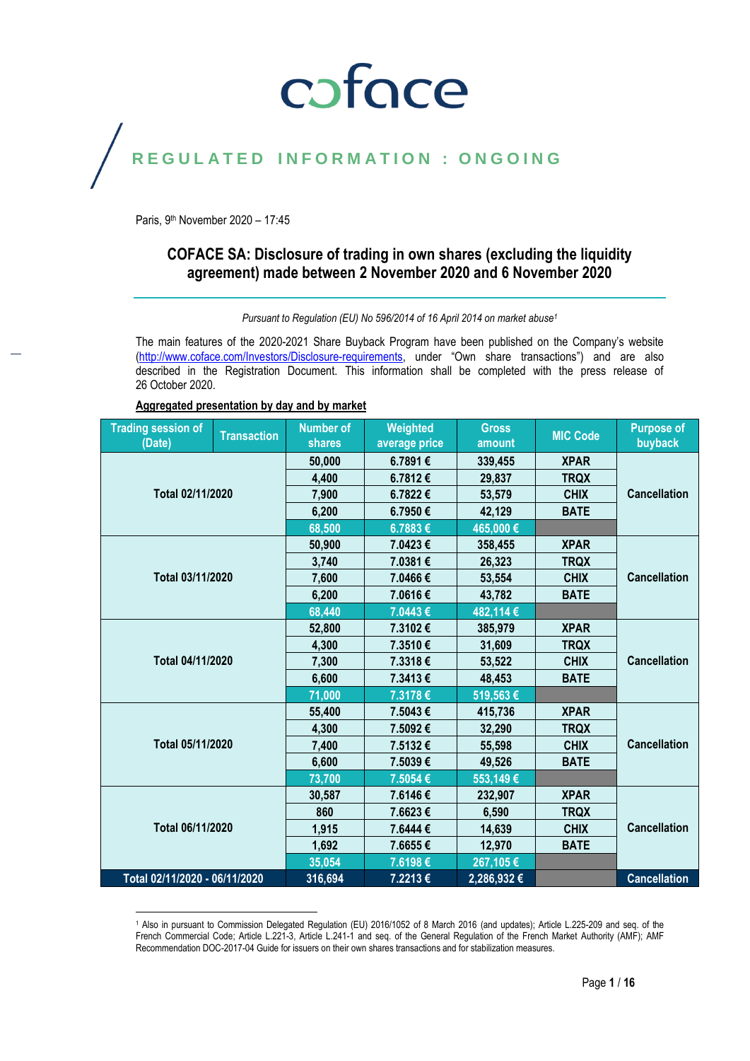coface

REGULATED INFORMATION : ONGOING

Paris, 9th November 2020 – 17:45

## COFACE SA: Disclosure of trading in own shares (excluding the liquidity agreement) made between 2 November 2020 and 6 November 2020

*Pursuant to Regulation (EU) No 596/2014 of 16 April 2014 on market abuse[1]*

The main features of the 2020-2021 Share Buyback Program have been published on the Company's website (http://www.coface.com/Investors/Disclosure-requirements, under "Own share transactions") and are also described in the Registration Document. This information shall be completed with the press release of 26 October 2020.

**Aggregated presentation by day and by market**

| Trading session of (Date) | Transaction | Number of shares | Weighted average price | Gross amount | MIC Code | Purpose of buyback |
|---|---|---|---|---|---|---|
| Total 02/11/2020 | | 50,000 | 6.7891 € | 339,455 | XPAR | Cancellation |
| | | 4,400 | 6.7812 € | 29,837 | TRQX | |
| | | 7,900 | 6.7822 € | 53,579 | CHIX | |
| | | 6,200 | 6.7950 € | 42,129 | BATE | |
| | | 68,500 | 6.7883 € | 465,000 € | | |
| Total 03/11/2020 | | 50,900 | 7.0423 € | 358,455 | XPAR | Cancellation |
| | | 3,740 | 7.0381 € | 26,323 | TRQX | |
| | | 7,600 | 7.0466 € | 53,554 | CHIX | |
| | | 6,200 | 7.0616 € | 43,782 | BATE | |
| | | 68,440 | 7.0443 € | 482,114 € | | |
| Total 04/11/2020 | | 52,800 | 7.3102 € | 385,979 | XPAR | Cancellation |
| | | 4,300 | 7.3510 € | 31,609 | TRQX | |
| | | 7,300 | 7.3318 € | 53,522 | CHIX | |
| | | 6,600 | 7.3413 € | 48,453 | BATE | |
| | | 71,000 | 7.3178 € | 519,563 € | | |
| Total 05/11/2020 | | 55,400 | 7.5043 € | 415,736 | XPAR | Cancellation |
| | | 4,300 | 7.5092 € | 32,290 | TRQX | |
| | | 7,400 | 7.5132 € | 55,598 | CHIX | |
| | | 6,600 | 7.5039 € | 49,526 | BATE | |
| | | 73,700 | 7.5054 € | 553,149 € | | |
| Total 06/11/2020 | | 30,587 | 7.6146 € | 232,907 | XPAR | Cancellation |
| | | 860 | 7.6623 € | 6,590 | TRQX | |
| | | 1,915 | 7.6444 € | 14,639 | CHIX | |
| | | 1,692 | 7.6655 € | 12,970 | BATE | |
| | | 35,054 | 7.6198 € | 267,105 € | | |
| **Total 02/11/2020 - 06/11/2020** | | **316,694** | **7.2213 €** | **2,286,932 €** | | **Cancellation** |

[1] Also in pursuant to Commission Delegated Regulation (EU) 2016/1052 of 8 March 2016 (and updates); Article L.225-209 and seq. of the French Commercial Code; Article L.221-3, Article L.241-1 and seq. of the General Regulation of the French Market Authority (AMF); AMF Recommendation DOC-2017-04 Guide for issuers on their own shares transactions and for stabilization measures.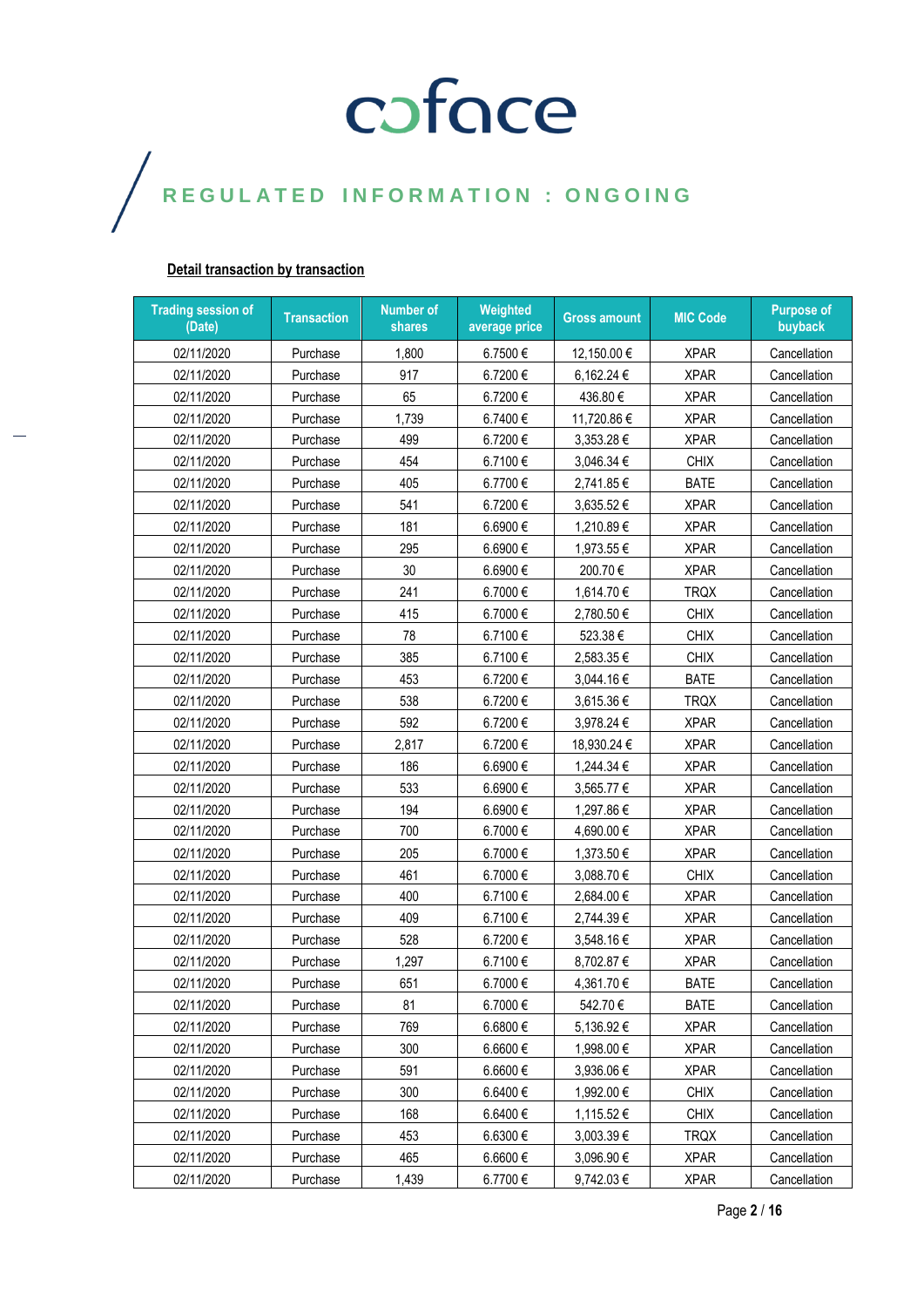coface

REGULATED INFORMATION : ONGOING

**Detail transaction by transaction**

| Trading session of (Date) | Transaction | Number of shares | Weighted average price | Gross amount | MIC Code | Purpose of buyback |
|---|---|---|---|---|---|---|
| 02/11/2020 | Purchase | 1,800 | 6.7500 € | 12,150.00 € | XPAR | Cancellation |
| 02/11/2020 | Purchase | 917 | 6.7200 € | 6,162.24 € | XPAR | Cancellation |
| 02/11/2020 | Purchase | 65 | 6.7200 € | 436.80 € | XPAR | Cancellation |
| 02/11/2020 | Purchase | 1,739 | 6.7400 € | 11,720.86 € | XPAR | Cancellation |
| 02/11/2020 | Purchase | 499 | 6.7200 € | 3,353.28 € | XPAR | Cancellation |
| 02/11/2020 | Purchase | 454 | 6.7100 € | 3,046.34 € | CHIX | Cancellation |
| 02/11/2020 | Purchase | 405 | 6.7700 € | 2,741.85 € | BATE | Cancellation |
| 02/11/2020 | Purchase | 541 | 6.7200 € | 3,635.52 € | XPAR | Cancellation |
| 02/11/2020 | Purchase | 181 | 6.6900 € | 1,210.89 € | XPAR | Cancellation |
| 02/11/2020 | Purchase | 295 | 6.6900 € | 1,973.55 € | XPAR | Cancellation |
| 02/11/2020 | Purchase | 30 | 6.6900 € | 200.70 € | XPAR | Cancellation |
| 02/11/2020 | Purchase | 241 | 6.7000 € | 1,614.70 € | TRQX | Cancellation |
| 02/11/2020 | Purchase | 415 | 6.7000 € | 2,780.50 € | CHIX | Cancellation |
| 02/11/2020 | Purchase | 78 | 6.7100 € | 523.38 € | CHIX | Cancellation |
| 02/11/2020 | Purchase | 385 | 6.7100 € | 2,583.35 € | CHIX | Cancellation |
| 02/11/2020 | Purchase | 453 | 6.7200 € | 3,044.16 € | BATE | Cancellation |
| 02/11/2020 | Purchase | 538 | 6.7200 € | 3,615.36 € | TRQX | Cancellation |
| 02/11/2020 | Purchase | 592 | 6.7200 € | 3,978.24 € | XPAR | Cancellation |
| 02/11/2020 | Purchase | 2,817 | 6.7200 € | 18,930.24 € | XPAR | Cancellation |
| 02/11/2020 | Purchase | 186 | 6.6900 € | 1,244.34 € | XPAR | Cancellation |
| 02/11/2020 | Purchase | 533 | 6.6900 € | 3,565.77 € | XPAR | Cancellation |
| 02/11/2020 | Purchase | 194 | 6.6900 € | 1,297.86 € | XPAR | Cancellation |
| 02/11/2020 | Purchase | 700 | 6.7000 € | 4,690.00 € | XPAR | Cancellation |
| 02/11/2020 | Purchase | 205 | 6.7000 € | 1,373.50 € | XPAR | Cancellation |
| 02/11/2020 | Purchase | 461 | 6.7000 € | 3,088.70 € | CHIX | Cancellation |
| 02/11/2020 | Purchase | 400 | 6.7100 € | 2,684.00 € | XPAR | Cancellation |
| 02/11/2020 | Purchase | 409 | 6.7100 € | 2,744.39 € | XPAR | Cancellation |
| 02/11/2020 | Purchase | 528 | 6.7200 € | 3,548.16 € | XPAR | Cancellation |
| 02/11/2020 | Purchase | 1,297 | 6.7100 € | 8,702.87 € | XPAR | Cancellation |
| 02/11/2020 | Purchase | 651 | 6.7000 € | 4,361.70 € | BATE | Cancellation |
| 02/11/2020 | Purchase | 81 | 6.7000 € | 542.70 € | BATE | Cancellation |
| 02/11/2020 | Purchase | 769 | 6.6800 € | 5,136.92 € | XPAR | Cancellation |
| 02/11/2020 | Purchase | 300 | 6.6600 € | 1,998.00 € | XPAR | Cancellation |
| 02/11/2020 | Purchase | 591 | 6.6600 € | 3,936.06 € | XPAR | Cancellation |
| 02/11/2020 | Purchase | 300 | 6.6400 € | 1,992.00 € | CHIX | Cancellation |
| 02/11/2020 | Purchase | 168 | 6.6400 € | 1,115.52 € | CHIX | Cancellation |
| 02/11/2020 | Purchase | 453 | 6.6300 € | 3,003.39 € | TRQX | Cancellation |
| 02/11/2020 | Purchase | 465 | 6.6600 € | 3,096.90 € | XPAR | Cancellation |
| 02/11/2020 | Purchase | 1,439 | 6.7700 € | 9,742.03 € | XPAR | Cancellation |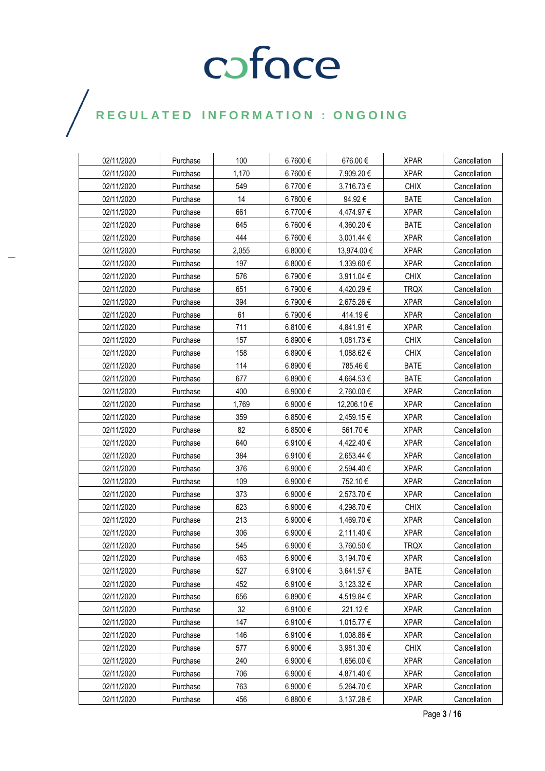| 02/11/2020 | Purchase | 100 | 6.7600 € | 676.00 € | XPAR | Cancellation |
|---|---|---|---|---|---|---|
| 02/11/2020 | Purchase | 1,170 | 6.7600 € | 7,909.20 € | XPAR | Cancellation |
| 02/11/2020 | Purchase | 549 | 6.7700 € | 3,716.73 € | CHIX | Cancellation |
| 02/11/2020 | Purchase | 14 | 6.7800 € | 94.92 € | BATE | Cancellation |
| 02/11/2020 | Purchase | 661 | 6.7700 € | 4,474.97 € | XPAR | Cancellation |
| 02/11/2020 | Purchase | 645 | 6.7600 € | 4,360.20 € | BATE | Cancellation |
| 02/11/2020 | Purchase | 444 | 6.7600 € | 3,001.44 € | XPAR | Cancellation |
| 02/11/2020 | Purchase | 2,055 | 6.8000 € | 13,974.00 € | XPAR | Cancellation |
| 02/11/2020 | Purchase | 197 | 6.8000 € | 1,339.60 € | XPAR | Cancellation |
| 02/11/2020 | Purchase | 576 | 6.7900 € | 3,911.04 € | CHIX | Cancellation |
| 02/11/2020 | Purchase | 651 | 6.7900 € | 4,420.29 € | TRQX | Cancellation |
| 02/11/2020 | Purchase | 394 | 6.7900 € | 2,675.26 € | XPAR | Cancellation |
| 02/11/2020 | Purchase | 61 | 6.7900 € | 414.19 € | XPAR | Cancellation |
| 02/11/2020 | Purchase | 711 | 6.8100 € | 4,841.91 € | XPAR | Cancellation |
| 02/11/2020 | Purchase | 157 | 6.8900 € | 1,081.73 € | CHIX | Cancellation |
| 02/11/2020 | Purchase | 158 | 6.8900 € | 1,088.62 € | CHIX | Cancellation |
| 02/11/2020 | Purchase | 114 | 6.8900 € | 785.46 € | BATE | Cancellation |
| 02/11/2020 | Purchase | 677 | 6.8900 € | 4,664.53 € | BATE | Cancellation |
| 02/11/2020 | Purchase | 400 | 6.9000 € | 2,760.00 € | XPAR | Cancellation |
| 02/11/2020 | Purchase | 1,769 | 6.9000 € | 12,206.10 € | XPAR | Cancellation |
| 02/11/2020 | Purchase | 359 | 6.8500 € | 2,459.15 € | XPAR | Cancellation |
| 02/11/2020 | Purchase | 82 | 6.8500 € | 561.70 € | XPAR | Cancellation |
| 02/11/2020 | Purchase | 640 | 6.9100 € | 4,422.40 € | XPAR | Cancellation |
| 02/11/2020 | Purchase | 384 | 6.9100 € | 2,653.44 € | XPAR | Cancellation |
| 02/11/2020 | Purchase | 376 | 6.9000 € | 2,594.40 € | XPAR | Cancellation |
| 02/11/2020 | Purchase | 109 | 6.9000 € | 752.10 € | XPAR | Cancellation |
| 02/11/2020 | Purchase | 373 | 6.9000 € | 2,573.70 € | XPAR | Cancellation |
| 02/11/2020 | Purchase | 623 | 6.9000 € | 4,298.70 € | CHIX | Cancellation |
| 02/11/2020 | Purchase | 213 | 6.9000 € | 1,469.70 € | XPAR | Cancellation |
| 02/11/2020 | Purchase | 306 | 6.9000 € | 2,111.40 € | XPAR | Cancellation |
| 02/11/2020 | Purchase | 545 | 6.9000 € | 3,760.50 € | TRQX | Cancellation |
| 02/11/2020 | Purchase | 463 | 6.9000 € | 3,194.70 € | XPAR | Cancellation |
| 02/11/2020 | Purchase | 527 | 6.9100 € | 3,641.57 € | BATE | Cancellation |
| 02/11/2020 | Purchase | 452 | 6.9100 € | 3,123.32 € | XPAR | Cancellation |
| 02/11/2020 | Purchase | 656 | 6.8900 € | 4,519.84 € | XPAR | Cancellation |
| 02/11/2020 | Purchase | 32 | 6.9100 € | 221.12 € | XPAR | Cancellation |
| 02/11/2020 | Purchase | 147 | 6.9100 € | 1,015.77 € | XPAR | Cancellation |
| 02/11/2020 | Purchase | 146 | 6.9100 € | 1,008.86 € | XPAR | Cancellation |
| 02/11/2020 | Purchase | 577 | 6.9000 € | 3,981.30 € | CHIX | Cancellation |
| 02/11/2020 | Purchase | 240 | 6.9000 € | 1,656.00 € | XPAR | Cancellation |
| 02/11/2020 | Purchase | 706 | 6.9000 € | 4,871.40 € | XPAR | Cancellation |
| 02/11/2020 | Purchase | 763 | 6.9000 € | 5,264.70 € | XPAR | Cancellation |
| 02/11/2020 | Purchase | 456 | 6.8800 € | 3,137.28 € | XPAR | Cancellation |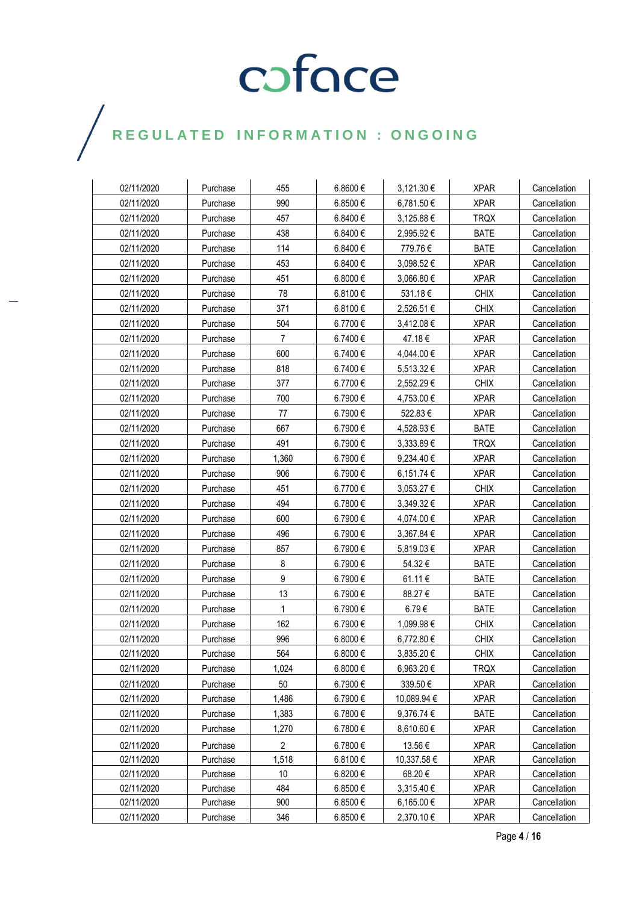| 02/11/2020 | Purchase | 455 | 6.8600 € | 3,121.30 € | XPAR | Cancellation |
|---|---|---|---|---|---|---|
| 02/11/2020 | Purchase | 990 | 6.8500 € | 6,781.50 € | XPAR | Cancellation |
| 02/11/2020 | Purchase | 457 | 6.8400 € | 3,125.88 € | TRQX | Cancellation |
| 02/11/2020 | Purchase | 438 | 6.8400 € | 2,995.92 € | BATE | Cancellation |
| 02/11/2020 | Purchase | 114 | 6.8400 € | 779.76 € | BATE | Cancellation |
| 02/11/2020 | Purchase | 453 | 6.8400 € | 3,098.52 € | XPAR | Cancellation |
| 02/11/2020 | Purchase | 451 | 6.8000 € | 3,066.80 € | XPAR | Cancellation |
| 02/11/2020 | Purchase | 78 | 6.8100 € | 531.18 € | CHIX | Cancellation |
| 02/11/2020 | Purchase | 371 | 6.8100 € | 2,526.51 € | CHIX | Cancellation |
| 02/11/2020 | Purchase | 504 | 6.7700 € | 3,412.08 € | XPAR | Cancellation |
| 02/11/2020 | Purchase | 7 | 6.7400 € | 47.18 € | XPAR | Cancellation |
| 02/11/2020 | Purchase | 600 | 6.7400 € | 4,044.00 € | XPAR | Cancellation |
| 02/11/2020 | Purchase | 818 | 6.7400 € | 5,513.32 € | XPAR | Cancellation |
| 02/11/2020 | Purchase | 377 | 6.7700 € | 2,552.29 € | CHIX | Cancellation |
| 02/11/2020 | Purchase | 700 | 6.7900 € | 4,753.00 € | XPAR | Cancellation |
| 02/11/2020 | Purchase | 77 | 6.7900 € | 522.83 € | XPAR | Cancellation |
| 02/11/2020 | Purchase | 667 | 6.7900 € | 4,528.93 € | BATE | Cancellation |
| 02/11/2020 | Purchase | 491 | 6.7900 € | 3,333.89 € | TRQX | Cancellation |
| 02/11/2020 | Purchase | 1,360 | 6.7900 € | 9,234.40 € | XPAR | Cancellation |
| 02/11/2020 | Purchase | 906 | 6.7900 € | 6,151.74 € | XPAR | Cancellation |
| 02/11/2020 | Purchase | 451 | 6.7700 € | 3,053.27 € | CHIX | Cancellation |
| 02/11/2020 | Purchase | 494 | 6.7800 € | 3,349.32 € | XPAR | Cancellation |
| 02/11/2020 | Purchase | 600 | 6.7900 € | 4,074.00 € | XPAR | Cancellation |
| 02/11/2020 | Purchase | 496 | 6.7900 € | 3,367.84 € | XPAR | Cancellation |
| 02/11/2020 | Purchase | 857 | 6.7900 € | 5,819.03 € | XPAR | Cancellation |
| 02/11/2020 | Purchase | 8 | 6.7900 € | 54.32 € | BATE | Cancellation |
| 02/11/2020 | Purchase | 9 | 6.7900 € | 61.11 € | BATE | Cancellation |
| 02/11/2020 | Purchase | 13 | 6.7900 € | 88.27 € | BATE | Cancellation |
| 02/11/2020 | Purchase | 1 | 6.7900 € | 6.79 € | BATE | Cancellation |
| 02/11/2020 | Purchase | 162 | 6.7900 € | 1,099.98 € | CHIX | Cancellation |
| 02/11/2020 | Purchase | 996 | 6.8000 € | 6,772.80 € | CHIX | Cancellation |
| 02/11/2020 | Purchase | 564 | 6.8000 € | 3,835.20 € | CHIX | Cancellation |
| 02/11/2020 | Purchase | 1,024 | 6.8000 € | 6,963.20 € | TRQX | Cancellation |
| 02/11/2020 | Purchase | 50 | 6.7900 € | 339.50 € | XPAR | Cancellation |
| 02/11/2020 | Purchase | 1,486 | 6.7900 € | 10,089.94 € | XPAR | Cancellation |
| 02/11/2020 | Purchase | 1,383 | 6.7800 € | 9,376.74 € | BATE | Cancellation |
| 02/11/2020 | Purchase | 1,270 | 6.7800 € | 8,610.60 € | XPAR | Cancellation |
| 02/11/2020 | Purchase | 2 | 6.7800 € | 13.56 € | XPAR | Cancellation |
| 02/11/2020 | Purchase | 1,518 | 6.8100 € | 10,337.58 € | XPAR | Cancellation |
| 02/11/2020 | Purchase | 10 | 6.8200 € | 68.20 € | XPAR | Cancellation |
| 02/11/2020 | Purchase | 484 | 6.8500 € | 3,315.40 € | XPAR | Cancellation |
| 02/11/2020 | Purchase | 900 | 6.8500 € | 6,165.00 € | XPAR | Cancellation |
| 02/11/2020 | Purchase | 346 | 6.8500 € | 2,370.10 € | XPAR | Cancellation |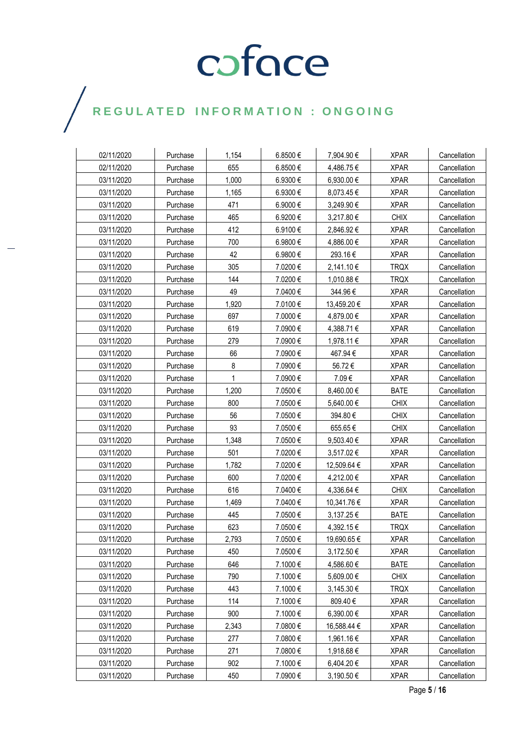| | | | | | | |
|---|---|---|---|---|---|---|
| 02/11/2020 | Purchase | 1,154 | 6.8500 € | 7,904.90 € | XPAR | Cancellation |
| 02/11/2020 | Purchase | 655 | 6.8500 € | 4,486.75 € | XPAR | Cancellation |
| 03/11/2020 | Purchase | 1,000 | 6.9300 € | 6,930.00 € | XPAR | Cancellation |
| 03/11/2020 | Purchase | 1,165 | 6.9300 € | 8,073.45 € | XPAR | Cancellation |
| 03/11/2020 | Purchase | 471 | 6.9000 € | 3,249.90 € | XPAR | Cancellation |
| 03/11/2020 | Purchase | 465 | 6.9200 € | 3,217.80 € | CHIX | Cancellation |
| 03/11/2020 | Purchase | 412 | 6.9100 € | 2,846.92 € | XPAR | Cancellation |
| 03/11/2020 | Purchase | 700 | 6.9800 € | 4,886.00 € | XPAR | Cancellation |
| 03/11/2020 | Purchase | 42 | 6.9800 € | 293.16 € | XPAR | Cancellation |
| 03/11/2020 | Purchase | 305 | 7.0200 € | 2,141.10 € | TRQX | Cancellation |
| 03/11/2020 | Purchase | 144 | 7.0200 € | 1,010.88 € | TRQX | Cancellation |
| 03/11/2020 | Purchase | 49 | 7.0400 € | 344.96 € | XPAR | Cancellation |
| 03/11/2020 | Purchase | 1,920 | 7.0100 € | 13,459.20 € | XPAR | Cancellation |
| 03/11/2020 | Purchase | 697 | 7.0000 € | 4,879.00 € | XPAR | Cancellation |
| 03/11/2020 | Purchase | 619 | 7.0900 € | 4,388.71 € | XPAR | Cancellation |
| 03/11/2020 | Purchase | 279 | 7.0900 € | 1,978.11 € | XPAR | Cancellation |
| 03/11/2020 | Purchase | 66 | 7.0900 € | 467.94 € | XPAR | Cancellation |
| 03/11/2020 | Purchase | 8 | 7.0900 € | 56.72 € | XPAR | Cancellation |
| 03/11/2020 | Purchase | 1 | 7.0900 € | 7.09 € | XPAR | Cancellation |
| 03/11/2020 | Purchase | 1,200 | 7.0500 € | 8,460.00 € | BATE | Cancellation |
| 03/11/2020 | Purchase | 800 | 7.0500 € | 5,640.00 € | CHIX | Cancellation |
| 03/11/2020 | Purchase | 56 | 7.0500 € | 394.80 € | CHIX | Cancellation |
| 03/11/2020 | Purchase | 93 | 7.0500 € | 655.65 € | CHIX | Cancellation |
| 03/11/2020 | Purchase | 1,348 | 7.0500 € | 9,503.40 € | XPAR | Cancellation |
| 03/11/2020 | Purchase | 501 | 7.0200 € | 3,517.02 € | XPAR | Cancellation |
| 03/11/2020 | Purchase | 1,782 | 7.0200 € | 12,509.64 € | XPAR | Cancellation |
| 03/11/2020 | Purchase | 600 | 7.0200 € | 4,212.00 € | XPAR | Cancellation |
| 03/11/2020 | Purchase | 616 | 7.0400 € | 4,336.64 € | CHIX | Cancellation |
| 03/11/2020 | Purchase | 1,469 | 7.0400 € | 10,341.76 € | XPAR | Cancellation |
| 03/11/2020 | Purchase | 445 | 7.0500 € | 3,137.25 € | BATE | Cancellation |
| 03/11/2020 | Purchase | 623 | 7.0500 € | 4,392.15 € | TRQX | Cancellation |
| 03/11/2020 | Purchase | 2,793 | 7.0500 € | 19,690.65 € | XPAR | Cancellation |
| 03/11/2020 | Purchase | 450 | 7.0500 € | 3,172.50 € | XPAR | Cancellation |
| 03/11/2020 | Purchase | 646 | 7.1000 € | 4,586.60 € | BATE | Cancellation |
| 03/11/2020 | Purchase | 790 | 7.1000 € | 5,609.00 € | CHIX | Cancellation |
| 03/11/2020 | Purchase | 443 | 7.1000 € | 3,145.30 € | TRQX | Cancellation |
| 03/11/2020 | Purchase | 114 | 7.1000 € | 809.40 € | XPAR | Cancellation |
| 03/11/2020 | Purchase | 900 | 7.1000 € | 6,390.00 € | XPAR | Cancellation |
| 03/11/2020 | Purchase | 2,343 | 7.0800 € | 16,588.44 € | XPAR | Cancellation |
| 03/11/2020 | Purchase | 277 | 7.0800 € | 1,961.16 € | XPAR | Cancellation |
| 03/11/2020 | Purchase | 271 | 7.0800 € | 1,918.68 € | XPAR | Cancellation |
| 03/11/2020 | Purchase | 902 | 7.1000 € | 6,404.20 € | XPAR | Cancellation |
| 03/11/2020 | Purchase | 450 | 7.0900 € | 3,190.50 € | XPAR | Cancellation |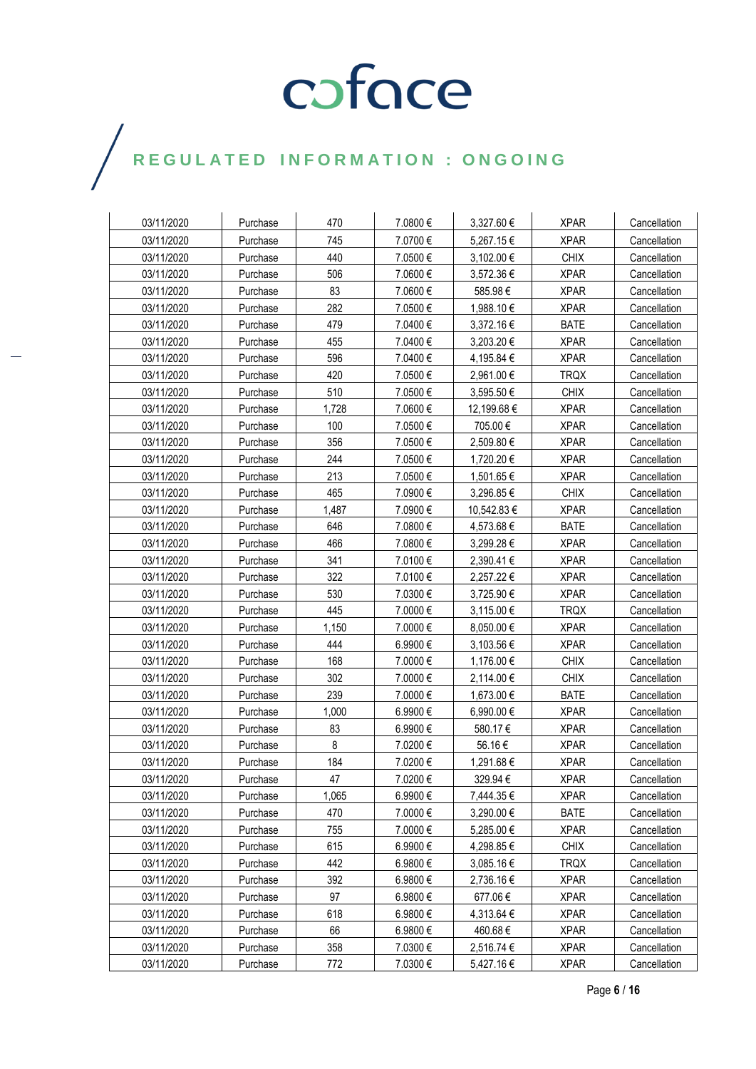| 03/11/2020 | Purchase | 470 | 7.0800 € | 3,327.60 € | XPAR | Cancellation |
|---|---|---|---|---|---|---|
| 03/11/2020 | Purchase | 745 | 7.0700 € | 5,267.15 € | XPAR | Cancellation |
| 03/11/2020 | Purchase | 440 | 7.0500 € | 3,102.00 € | CHIX | Cancellation |
| 03/11/2020 | Purchase | 506 | 7.0600 € | 3,572.36 € | XPAR | Cancellation |
| 03/11/2020 | Purchase | 83 | 7.0600 € | 585.98 € | XPAR | Cancellation |
| 03/11/2020 | Purchase | 282 | 7.0500 € | 1,988.10 € | XPAR | Cancellation |
| 03/11/2020 | Purchase | 479 | 7.0400 € | 3,372.16 € | BATE | Cancellation |
| 03/11/2020 | Purchase | 455 | 7.0400 € | 3,203.20 € | XPAR | Cancellation |
| 03/11/2020 | Purchase | 596 | 7.0400 € | 4,195.84 € | XPAR | Cancellation |
| 03/11/2020 | Purchase | 420 | 7.0500 € | 2,961.00 € | TRQX | Cancellation |
| 03/11/2020 | Purchase | 510 | 7.0500 € | 3,595.50 € | CHIX | Cancellation |
| 03/11/2020 | Purchase | 1,728 | 7.0600 € | 12,199.68 € | XPAR | Cancellation |
| 03/11/2020 | Purchase | 100 | 7.0500 € | 705.00 € | XPAR | Cancellation |
| 03/11/2020 | Purchase | 356 | 7.0500 € | 2,509.80 € | XPAR | Cancellation |
| 03/11/2020 | Purchase | 244 | 7.0500 € | 1,720.20 € | XPAR | Cancellation |
| 03/11/2020 | Purchase | 213 | 7.0500 € | 1,501.65 € | XPAR | Cancellation |
| 03/11/2020 | Purchase | 465 | 7.0900 € | 3,296.85 € | CHIX | Cancellation |
| 03/11/2020 | Purchase | 1,487 | 7.0900 € | 10,542.83 € | XPAR | Cancellation |
| 03/11/2020 | Purchase | 646 | 7.0800 € | 4,573.68 € | BATE | Cancellation |
| 03/11/2020 | Purchase | 466 | 7.0800 € | 3,299.28 € | XPAR | Cancellation |
| 03/11/2020 | Purchase | 341 | 7.0100 € | 2,390.41 € | XPAR | Cancellation |
| 03/11/2020 | Purchase | 322 | 7.0100 € | 2,257.22 € | XPAR | Cancellation |
| 03/11/2020 | Purchase | 530 | 7.0300 € | 3,725.90 € | XPAR | Cancellation |
| 03/11/2020 | Purchase | 445 | 7.0000 € | 3,115.00 € | TRQX | Cancellation |
| 03/11/2020 | Purchase | 1,150 | 7.0000 € | 8,050.00 € | XPAR | Cancellation |
| 03/11/2020 | Purchase | 444 | 6.9900 € | 3,103.56 € | XPAR | Cancellation |
| 03/11/2020 | Purchase | 168 | 7.0000 € | 1,176.00 € | CHIX | Cancellation |
| 03/11/2020 | Purchase | 302 | 7.0000 € | 2,114.00 € | CHIX | Cancellation |
| 03/11/2020 | Purchase | 239 | 7.0000 € | 1,673.00 € | BATE | Cancellation |
| 03/11/2020 | Purchase | 1,000 | 6.9900 € | 6,990.00 € | XPAR | Cancellation |
| 03/11/2020 | Purchase | 83 | 6.9900 € | 580.17 € | XPAR | Cancellation |
| 03/11/2020 | Purchase | 8 | 7.0200 € | 56.16 € | XPAR | Cancellation |
| 03/11/2020 | Purchase | 184 | 7.0200 € | 1,291.68 € | XPAR | Cancellation |
| 03/11/2020 | Purchase | 47 | 7.0200 € | 329.94 € | XPAR | Cancellation |
| 03/11/2020 | Purchase | 1,065 | 6.9900 € | 7,444.35 € | XPAR | Cancellation |
| 03/11/2020 | Purchase | 470 | 7.0000 € | 3,290.00 € | BATE | Cancellation |
| 03/11/2020 | Purchase | 755 | 7.0000 € | 5,285.00 € | XPAR | Cancellation |
| 03/11/2020 | Purchase | 615 | 6.9900 € | 4,298.85 € | CHIX | Cancellation |
| 03/11/2020 | Purchase | 442 | 6.9800 € | 3,085.16 € | TRQX | Cancellation |
| 03/11/2020 | Purchase | 392 | 6.9800 € | 2,736.16 € | XPAR | Cancellation |
| 03/11/2020 | Purchase | 97 | 6.9800 € | 677.06 € | XPAR | Cancellation |
| 03/11/2020 | Purchase | 618 | 6.9800 € | 4,313.64 € | XPAR | Cancellation |
| 03/11/2020 | Purchase | 66 | 6.9800 € | 460.68 € | XPAR | Cancellation |
| 03/11/2020 | Purchase | 358 | 7.0300 € | 2,516.74 € | XPAR | Cancellation |
| 03/11/2020 | Purchase | 772 | 7.0300 € | 5,427.16 € | XPAR | Cancellation |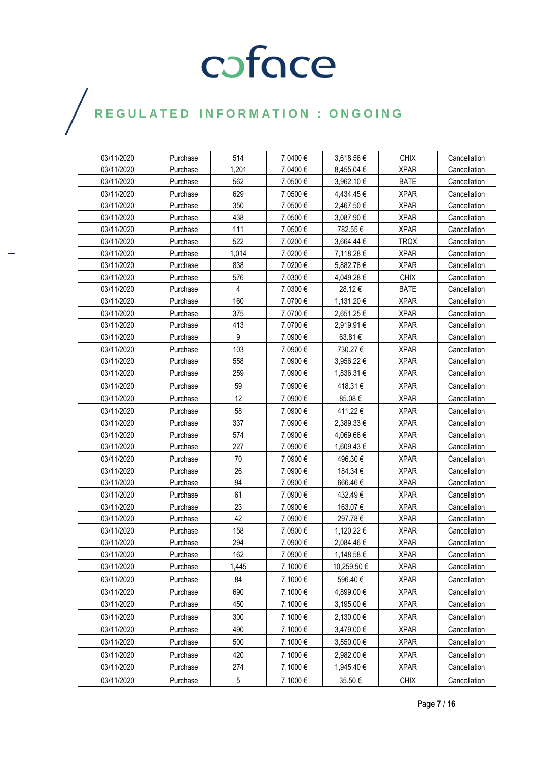| 03/11/2020 | Purchase | 514 | 7.0400 € | 3,618.56 € | CHIX | Cancellation |
|---|---|---|---|---|---|---|
| 03/11/2020 | Purchase | 1,201 | 7.0400 € | 8,455.04 € | XPAR | Cancellation |
| 03/11/2020 | Purchase | 562 | 7.0500 € | 3,962.10 € | BATE | Cancellation |
| 03/11/2020 | Purchase | 629 | 7.0500 € | 4,434.45 € | XPAR | Cancellation |
| 03/11/2020 | Purchase | 350 | 7.0500 € | 2,467.50 € | XPAR | Cancellation |
| 03/11/2020 | Purchase | 438 | 7.0500 € | 3,087.90 € | XPAR | Cancellation |
| 03/11/2020 | Purchase | 111 | 7.0500 € | 782.55 € | XPAR | Cancellation |
| 03/11/2020 | Purchase | 522 | 7.0200 € | 3,664.44 € | TRQX | Cancellation |
| 03/11/2020 | Purchase | 1,014 | 7.0200 € | 7,118.28 € | XPAR | Cancellation |
| 03/11/2020 | Purchase | 838 | 7.0200 € | 5,882.76 € | XPAR | Cancellation |
| 03/11/2020 | Purchase | 576 | 7.0300 € | 4,049.28 € | CHIX | Cancellation |
| 03/11/2020 | Purchase | 4 | 7.0300 € | 28.12 € | BATE | Cancellation |
| 03/11/2020 | Purchase | 160 | 7.0700 € | 1,131.20 € | XPAR | Cancellation |
| 03/11/2020 | Purchase | 375 | 7.0700 € | 2,651.25 € | XPAR | Cancellation |
| 03/11/2020 | Purchase | 413 | 7.0700 € | 2,919.91 € | XPAR | Cancellation |
| 03/11/2020 | Purchase | 9 | 7.0900 € | 63.81 € | XPAR | Cancellation |
| 03/11/2020 | Purchase | 103 | 7.0900 € | 730.27 € | XPAR | Cancellation |
| 03/11/2020 | Purchase | 558 | 7.0900 € | 3,956.22 € | XPAR | Cancellation |
| 03/11/2020 | Purchase | 259 | 7.0900 € | 1,836.31 € | XPAR | Cancellation |
| 03/11/2020 | Purchase | 59 | 7.0900 € | 418.31 € | XPAR | Cancellation |
| 03/11/2020 | Purchase | 12 | 7.0900 € | 85.08 € | XPAR | Cancellation |
| 03/11/2020 | Purchase | 58 | 7.0900 € | 411.22 € | XPAR | Cancellation |
| 03/11/2020 | Purchase | 337 | 7.0900 € | 2,389.33 € | XPAR | Cancellation |
| 03/11/2020 | Purchase | 574 | 7.0900 € | 4,069.66 € | XPAR | Cancellation |
| 03/11/2020 | Purchase | 227 | 7.0900 € | 1,609.43 € | XPAR | Cancellation |
| 03/11/2020 | Purchase | 70 | 7.0900 € | 496.30 € | XPAR | Cancellation |
| 03/11/2020 | Purchase | 26 | 7.0900 € | 184.34 € | XPAR | Cancellation |
| 03/11/2020 | Purchase | 94 | 7.0900 € | 666.46 € | XPAR | Cancellation |
| 03/11/2020 | Purchase | 61 | 7.0900 € | 432.49 € | XPAR | Cancellation |
| 03/11/2020 | Purchase | 23 | 7.0900 € | 163.07 € | XPAR | Cancellation |
| 03/11/2020 | Purchase | 42 | 7.0900 € | 297.78 € | XPAR | Cancellation |
| 03/11/2020 | Purchase | 158 | 7.0900 € | 1,120.22 € | XPAR | Cancellation |
| 03/11/2020 | Purchase | 294 | 7.0900 € | 2,084.46 € | XPAR | Cancellation |
| 03/11/2020 | Purchase | 162 | 7.0900 € | 1,148.58 € | XPAR | Cancellation |
| 03/11/2020 | Purchase | 1,445 | 7.1000 € | 10,259.50 € | XPAR | Cancellation |
| 03/11/2020 | Purchase | 84 | 7.1000 € | 596.40 € | XPAR | Cancellation |
| 03/11/2020 | Purchase | 690 | 7.1000 € | 4,899.00 € | XPAR | Cancellation |
| 03/11/2020 | Purchase | 450 | 7.1000 € | 3,195.00 € | XPAR | Cancellation |
| 03/11/2020 | Purchase | 300 | 7.1000 € | 2,130.00 € | XPAR | Cancellation |
| 03/11/2020 | Purchase | 490 | 7.1000 € | 3,479.00 € | XPAR | Cancellation |
| 03/11/2020 | Purchase | 500 | 7.1000 € | 3,550.00 € | XPAR | Cancellation |
| 03/11/2020 | Purchase | 420 | 7.1000 € | 2,982.00 € | XPAR | Cancellation |
| 03/11/2020 | Purchase | 274 | 7.1000 € | 1,945.40 € | XPAR | Cancellation |
| 03/11/2020 | Purchase | 5 | 7.1000 € | 35.50 € | CHIX | Cancellation |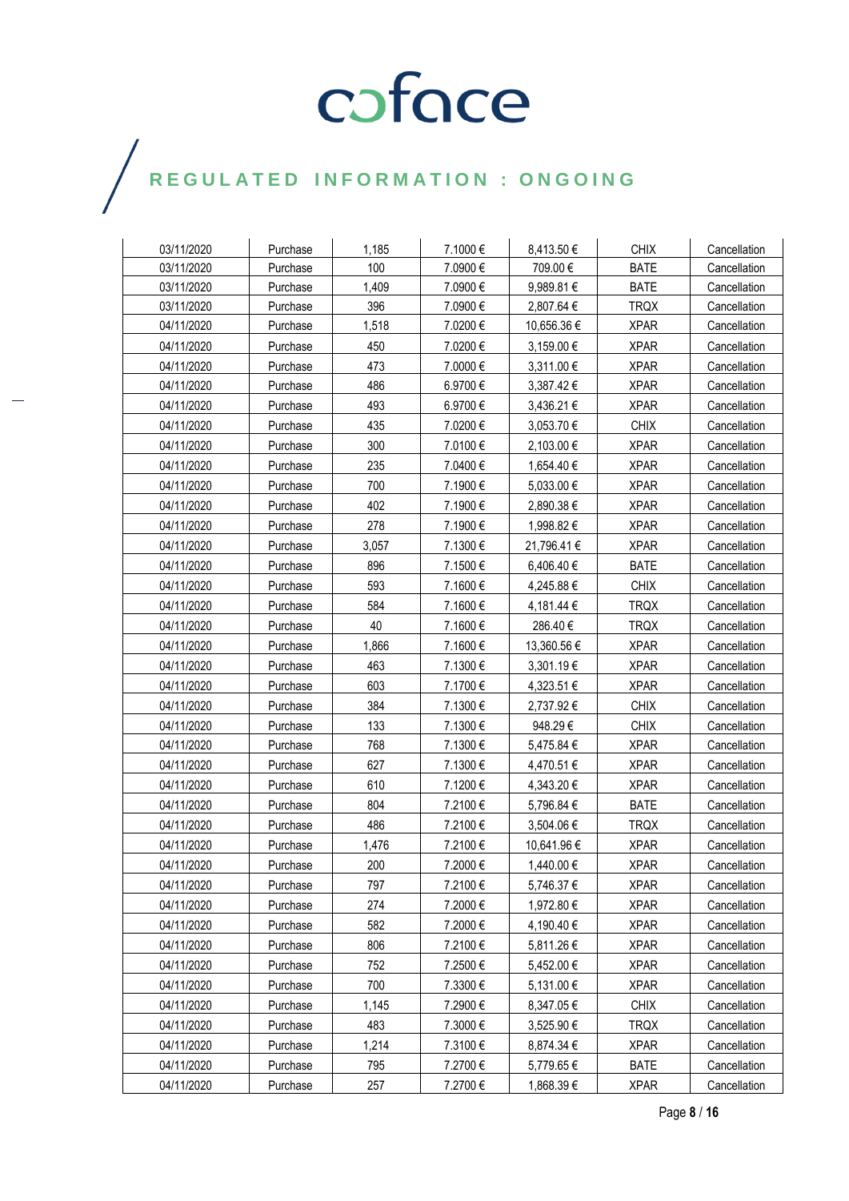| 03/11/2020 | Purchase | 1,185 | 7.1000 € | 8,413.50 € | CHIX | Cancellation |
|---|---|---|---|---|---|---|
| 03/11/2020 | Purchase | 100 | 7.0900 € | 709.00 € | BATE | Cancellation |
| 03/11/2020 | Purchase | 1,409 | 7.0900 € | 9,989.81 € | BATE | Cancellation |
| 03/11/2020 | Purchase | 396 | 7.0900 € | 2,807.64 € | TRQX | Cancellation |
| 04/11/2020 | Purchase | 1,518 | 7.0200 € | 10,656.36 € | XPAR | Cancellation |
| 04/11/2020 | Purchase | 450 | 7.0200 € | 3,159.00 € | XPAR | Cancellation |
| 04/11/2020 | Purchase | 473 | 7.0000 € | 3,311.00 € | XPAR | Cancellation |
| 04/11/2020 | Purchase | 486 | 6.9700 € | 3,387.42 € | XPAR | Cancellation |
| 04/11/2020 | Purchase | 493 | 6.9700 € | 3,436.21 € | XPAR | Cancellation |
| 04/11/2020 | Purchase | 435 | 7.0200 € | 3,053.70 € | CHIX | Cancellation |
| 04/11/2020 | Purchase | 300 | 7.0100 € | 2,103.00 € | XPAR | Cancellation |
| 04/11/2020 | Purchase | 235 | 7.0400 € | 1,654.40 € | XPAR | Cancellation |
| 04/11/2020 | Purchase | 700 | 7.1900 € | 5,033.00 € | XPAR | Cancellation |
| 04/11/2020 | Purchase | 402 | 7.1900 € | 2,890.38 € | XPAR | Cancellation |
| 04/11/2020 | Purchase | 278 | 7.1900 € | 1,998.82 € | XPAR | Cancellation |
| 04/11/2020 | Purchase | 3,057 | 7.1300 € | 21,796.41 € | XPAR | Cancellation |
| 04/11/2020 | Purchase | 896 | 7.1500 € | 6,406.40 € | BATE | Cancellation |
| 04/11/2020 | Purchase | 593 | 7.1600 € | 4,245.88 € | CHIX | Cancellation |
| 04/11/2020 | Purchase | 584 | 7.1600 € | 4,181.44 € | TRQX | Cancellation |
| 04/11/2020 | Purchase | 40 | 7.1600 € | 286.40 € | TRQX | Cancellation |
| 04/11/2020 | Purchase | 1,866 | 7.1600 € | 13,360.56 € | XPAR | Cancellation |
| 04/11/2020 | Purchase | 463 | 7.1300 € | 3,301.19 € | XPAR | Cancellation |
| 04/11/2020 | Purchase | 603 | 7.1700 € | 4,323.51 € | XPAR | Cancellation |
| 04/11/2020 | Purchase | 384 | 7.1300 € | 2,737.92 € | CHIX | Cancellation |
| 04/11/2020 | Purchase | 133 | 7.1300 € | 948.29 € | CHIX | Cancellation |
| 04/11/2020 | Purchase | 768 | 7.1300 € | 5,475.84 € | XPAR | Cancellation |
| 04/11/2020 | Purchase | 627 | 7.1300 € | 4,470.51 € | XPAR | Cancellation |
| 04/11/2020 | Purchase | 610 | 7.1200 € | 4,343.20 € | XPAR | Cancellation |
| 04/11/2020 | Purchase | 804 | 7.2100 € | 5,796.84 € | BATE | Cancellation |
| 04/11/2020 | Purchase | 486 | 7.2100 € | 3,504.06 € | TRQX | Cancellation |
| 04/11/2020 | Purchase | 1,476 | 7.2100 € | 10,641.96 € | XPAR | Cancellation |
| 04/11/2020 | Purchase | 200 | 7.2000 € | 1,440.00 € | XPAR | Cancellation |
| 04/11/2020 | Purchase | 797 | 7.2100 € | 5,746.37 € | XPAR | Cancellation |
| 04/11/2020 | Purchase | 274 | 7.2000 € | 1,972.80 € | XPAR | Cancellation |
| 04/11/2020 | Purchase | 582 | 7.2000 € | 4,190.40 € | XPAR | Cancellation |
| 04/11/2020 | Purchase | 806 | 7.2100 € | 5,811.26 € | XPAR | Cancellation |
| 04/11/2020 | Purchase | 752 | 7.2500 € | 5,452.00 € | XPAR | Cancellation |
| 04/11/2020 | Purchase | 700 | 7.3300 € | 5,131.00 € | XPAR | Cancellation |
| 04/11/2020 | Purchase | 1,145 | 7.2900 € | 8,347.05 € | CHIX | Cancellation |
| 04/11/2020 | Purchase | 483 | 7.3000 € | 3,525.90 € | TRQX | Cancellation |
| 04/11/2020 | Purchase | 1,214 | 7.3100 € | 8,874.34 € | XPAR | Cancellation |
| 04/11/2020 | Purchase | 795 | 7.2700 € | 5,779.65 € | BATE | Cancellation |
| 04/11/2020 | Purchase | 257 | 7.2700 € | 1,868.39 € | XPAR | Cancellation |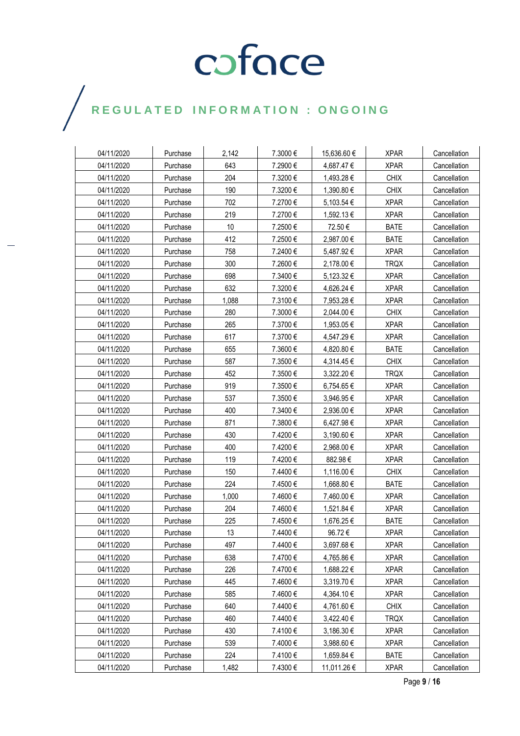| 04/11/2020 | Purchase | 2,142 | 7.3000 € | 15,636.60 € | XPAR | Cancellation |
|---|---|---|---|---|---|---|
| 04/11/2020 | Purchase | 643 | 7.2900 € | 4,687.47 € | XPAR | Cancellation |
| 04/11/2020 | Purchase | 204 | 7.3200 € | 1,493.28 € | CHIX | Cancellation |
| 04/11/2020 | Purchase | 190 | 7.3200 € | 1,390.80 € | CHIX | Cancellation |
| 04/11/2020 | Purchase | 702 | 7.2700 € | 5,103.54 € | XPAR | Cancellation |
| 04/11/2020 | Purchase | 219 | 7.2700 € | 1,592.13 € | XPAR | Cancellation |
| 04/11/2020 | Purchase | 10 | 7.2500 € | 72.50 € | BATE | Cancellation |
| 04/11/2020 | Purchase | 412 | 7.2500 € | 2,987.00 € | BATE | Cancellation |
| 04/11/2020 | Purchase | 758 | 7.2400 € | 5,487.92 € | XPAR | Cancellation |
| 04/11/2020 | Purchase | 300 | 7.2600 € | 2,178.00 € | TRQX | Cancellation |
| 04/11/2020 | Purchase | 698 | 7.3400 € | 5,123.32 € | XPAR | Cancellation |
| 04/11/2020 | Purchase | 632 | 7.3200 € | 4,626.24 € | XPAR | Cancellation |
| 04/11/2020 | Purchase | 1,088 | 7.3100 € | 7,953.28 € | XPAR | Cancellation |
| 04/11/2020 | Purchase | 280 | 7.3000 € | 2,044.00 € | CHIX | Cancellation |
| 04/11/2020 | Purchase | 265 | 7.3700 € | 1,953.05 € | XPAR | Cancellation |
| 04/11/2020 | Purchase | 617 | 7.3700 € | 4,547.29 € | XPAR | Cancellation |
| 04/11/2020 | Purchase | 655 | 7.3600 € | 4,820.80 € | BATE | Cancellation |
| 04/11/2020 | Purchase | 587 | 7.3500 € | 4,314.45 € | CHIX | Cancellation |
| 04/11/2020 | Purchase | 452 | 7.3500 € | 3,322.20 € | TRQX | Cancellation |
| 04/11/2020 | Purchase | 919 | 7.3500 € | 6,754.65 € | XPAR | Cancellation |
| 04/11/2020 | Purchase | 537 | 7.3500 € | 3,946.95 € | XPAR | Cancellation |
| 04/11/2020 | Purchase | 400 | 7.3400 € | 2,936.00 € | XPAR | Cancellation |
| 04/11/2020 | Purchase | 871 | 7.3800 € | 6,427.98 € | XPAR | Cancellation |
| 04/11/2020 | Purchase | 430 | 7.4200 € | 3,190.60 € | XPAR | Cancellation |
| 04/11/2020 | Purchase | 400 | 7.4200 € | 2,968.00 € | XPAR | Cancellation |
| 04/11/2020 | Purchase | 119 | 7.4200 € | 882.98 € | XPAR | Cancellation |
| 04/11/2020 | Purchase | 150 | 7.4400 € | 1,116.00 € | CHIX | Cancellation |
| 04/11/2020 | Purchase | 224 | 7.4500 € | 1,668.80 € | BATE | Cancellation |
| 04/11/2020 | Purchase | 1,000 | 7.4600 € | 7,460.00 € | XPAR | Cancellation |
| 04/11/2020 | Purchase | 204 | 7.4600 € | 1,521.84 € | XPAR | Cancellation |
| 04/11/2020 | Purchase | 225 | 7.4500 € | 1,676.25 € | BATE | Cancellation |
| 04/11/2020 | Purchase | 13 | 7.4400 € | 96.72 € | XPAR | Cancellation |
| 04/11/2020 | Purchase | 497 | 7.4400 € | 3,697.68 € | XPAR | Cancellation |
| 04/11/2020 | Purchase | 638 | 7.4700 € | 4,765.86 € | XPAR | Cancellation |
| 04/11/2020 | Purchase | 226 | 7.4700 € | 1,688.22 € | XPAR | Cancellation |
| 04/11/2020 | Purchase | 445 | 7.4600 € | 3,319.70 € | XPAR | Cancellation |
| 04/11/2020 | Purchase | 585 | 7.4600 € | 4,364.10 € | XPAR | Cancellation |
| 04/11/2020 | Purchase | 640 | 7.4400 € | 4,761.60 € | CHIX | Cancellation |
| 04/11/2020 | Purchase | 460 | 7.4400 € | 3,422.40 € | TRQX | Cancellation |
| 04/11/2020 | Purchase | 430 | 7.4100 € | 3,186.30 € | XPAR | Cancellation |
| 04/11/2020 | Purchase | 539 | 7.4000 € | 3,988.60 € | XPAR | Cancellation |
| 04/11/2020 | Purchase | 224 | 7.4100 € | 1,659.84 € | BATE | Cancellation |
| 04/11/2020 | Purchase | 1,482 | 7.4300 € | 11,011.26 € | XPAR | Cancellation |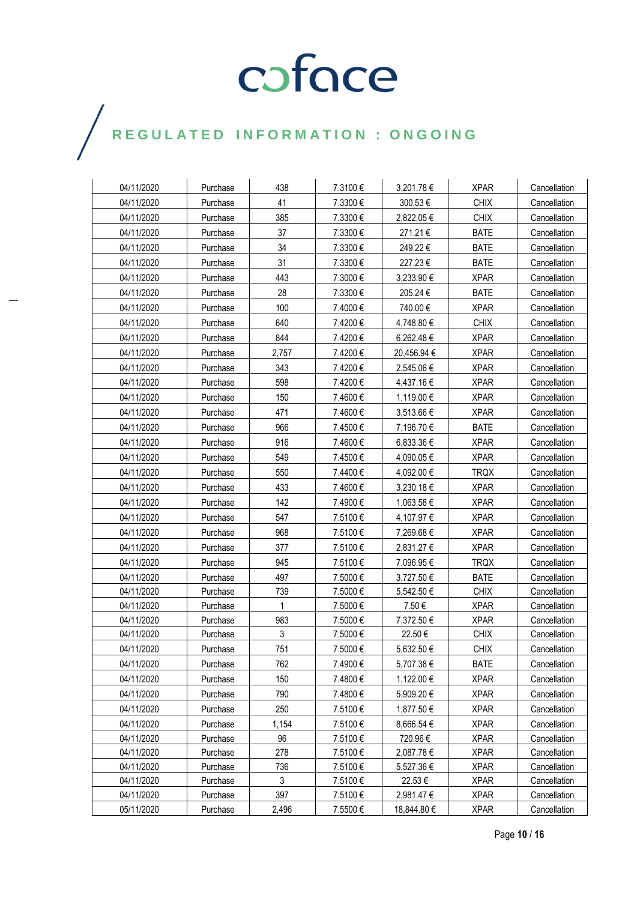| 04/11/2020 | Purchase | 438 | 7.3100 € | 3,201.78 € | XPAR | Cancellation |
|---|---|---|---|---|---|---|
| 04/11/2020 | Purchase | 41 | 7.3300 € | 300.53 € | CHIX | Cancellation |
| 04/11/2020 | Purchase | 385 | 7.3300 € | 2,822.05 € | CHIX | Cancellation |
| 04/11/2020 | Purchase | 37 | 7.3300 € | 271.21 € | BATE | Cancellation |
| 04/11/2020 | Purchase | 34 | 7.3300 € | 249.22 € | BATE | Cancellation |
| 04/11/2020 | Purchase | 31 | 7.3300 € | 227.23 € | BATE | Cancellation |
| 04/11/2020 | Purchase | 443 | 7.3000 € | 3,233.90 € | XPAR | Cancellation |
| 04/11/2020 | Purchase | 28 | 7.3300 € | 205.24 € | BATE | Cancellation |
| 04/11/2020 | Purchase | 100 | 7.4000 € | 740.00 € | XPAR | Cancellation |
| 04/11/2020 | Purchase | 640 | 7.4200 € | 4,748.80 € | CHIX | Cancellation |
| 04/11/2020 | Purchase | 844 | 7.4200 € | 6,262.48 € | XPAR | Cancellation |
| 04/11/2020 | Purchase | 2,757 | 7.4200 € | 20,456.94 € | XPAR | Cancellation |
| 04/11/2020 | Purchase | 343 | 7.4200 € | 2,545.06 € | XPAR | Cancellation |
| 04/11/2020 | Purchase | 598 | 7.4200 € | 4,437.16 € | XPAR | Cancellation |
| 04/11/2020 | Purchase | 150 | 7.4600 € | 1,119.00 € | XPAR | Cancellation |
| 04/11/2020 | Purchase | 471 | 7.4600 € | 3,513.66 € | XPAR | Cancellation |
| 04/11/2020 | Purchase | 966 | 7.4500 € | 7,196.70 € | BATE | Cancellation |
| 04/11/2020 | Purchase | 916 | 7.4600 € | 6,833.36 € | XPAR | Cancellation |
| 04/11/2020 | Purchase | 549 | 7.4500 € | 4,090.05 € | XPAR | Cancellation |
| 04/11/2020 | Purchase | 550 | 7.4400 € | 4,092.00 € | TRQX | Cancellation |
| 04/11/2020 | Purchase | 433 | 7.4600 € | 3,230.18 € | XPAR | Cancellation |
| 04/11/2020 | Purchase | 142 | 7.4900 € | 1,063.58 € | XPAR | Cancellation |
| 04/11/2020 | Purchase | 547 | 7.5100 € | 4,107.97 € | XPAR | Cancellation |
| 04/11/2020 | Purchase | 968 | 7.5100 € | 7,269.68 € | XPAR | Cancellation |
| 04/11/2020 | Purchase | 377 | 7.5100 € | 2,831.27 € | XPAR | Cancellation |
| 04/11/2020 | Purchase | 945 | 7.5100 € | 7,096.95 € | TRQX | Cancellation |
| 04/11/2020 | Purchase | 497 | 7.5000 € | 3,727.50 € | BATE | Cancellation |
| 04/11/2020 | Purchase | 739 | 7.5000 € | 5,542.50 € | CHIX | Cancellation |
| 04/11/2020 | Purchase | 1 | 7.5000 € | 7.50 € | XPAR | Cancellation |
| 04/11/2020 | Purchase | 983 | 7.5000 € | 7,372.50 € | XPAR | Cancellation |
| 04/11/2020 | Purchase | 3 | 7.5000 € | 22.50 € | CHIX | Cancellation |
| 04/11/2020 | Purchase | 751 | 7.5000 € | 5,632.50 € | CHIX | Cancellation |
| 04/11/2020 | Purchase | 762 | 7.4900 € | 5,707.38 € | BATE | Cancellation |
| 04/11/2020 | Purchase | 150 | 7.4800 € | 1,122.00 € | XPAR | Cancellation |
| 04/11/2020 | Purchase | 790 | 7.4800 € | 5,909.20 € | XPAR | Cancellation |
| 04/11/2020 | Purchase | 250 | 7.5100 € | 1,877.50 € | XPAR | Cancellation |
| 04/11/2020 | Purchase | 1,154 | 7.5100 € | 8,666.54 € | XPAR | Cancellation |
| 04/11/2020 | Purchase | 96 | 7.5100 € | 720.96 € | XPAR | Cancellation |
| 04/11/2020 | Purchase | 278 | 7.5100 € | 2,087.78 € | XPAR | Cancellation |
| 04/11/2020 | Purchase | 736 | 7.5100 € | 5,527.36 € | XPAR | Cancellation |
| 04/11/2020 | Purchase | 3 | 7.5100 € | 22.53 € | XPAR | Cancellation |
| 04/11/2020 | Purchase | 397 | 7.5100 € | 2,981.47 € | XPAR | Cancellation |
| 05/11/2020 | Purchase | 2,496 | 7.5500 € | 18,844.80 € | XPAR | Cancellation |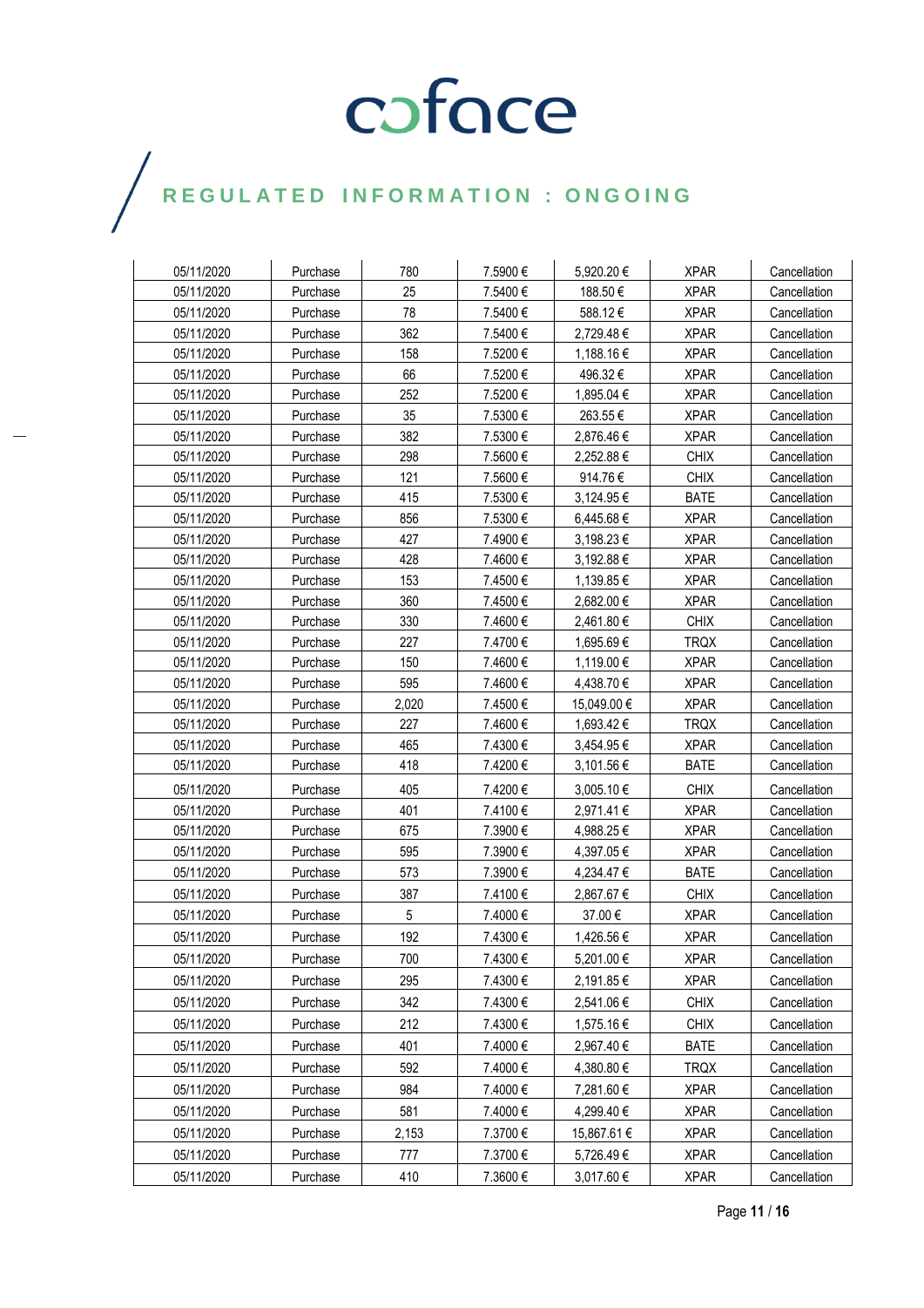| 05/11/2020 | Purchase | 780 | 7.5900 € | 5,920.20 € | XPAR | Cancellation |
|---|---|---|---|---|---|---|
| 05/11/2020 | Purchase | 25 | 7.5400 € | 188.50 € | XPAR | Cancellation |
| 05/11/2020 | Purchase | 78 | 7.5400 € | 588.12 € | XPAR | Cancellation |
| 05/11/2020 | Purchase | 362 | 7.5400 € | 2,729.48 € | XPAR | Cancellation |
| 05/11/2020 | Purchase | 158 | 7.5200 € | 1,188.16 € | XPAR | Cancellation |
| 05/11/2020 | Purchase | 66 | 7.5200 € | 496.32 € | XPAR | Cancellation |
| 05/11/2020 | Purchase | 252 | 7.5200 € | 1,895.04 € | XPAR | Cancellation |
| 05/11/2020 | Purchase | 35 | 7.5300 € | 263.55 € | XPAR | Cancellation |
| 05/11/2020 | Purchase | 382 | 7.5300 € | 2,876.46 € | XPAR | Cancellation |
| 05/11/2020 | Purchase | 298 | 7.5600 € | 2,252.88 € | CHIX | Cancellation |
| 05/11/2020 | Purchase | 121 | 7.5600 € | 914.76 € | CHIX | Cancellation |
| 05/11/2020 | Purchase | 415 | 7.5300 € | 3,124.95 € | BATE | Cancellation |
| 05/11/2020 | Purchase | 856 | 7.5300 € | 6,445.68 € | XPAR | Cancellation |
| 05/11/2020 | Purchase | 427 | 7.4900 € | 3,198.23 € | XPAR | Cancellation |
| 05/11/2020 | Purchase | 428 | 7.4600 € | 3,192.88 € | XPAR | Cancellation |
| 05/11/2020 | Purchase | 153 | 7.4500 € | 1,139.85 € | XPAR | Cancellation |
| 05/11/2020 | Purchase | 360 | 7.4500 € | 2,682.00 € | XPAR | Cancellation |
| 05/11/2020 | Purchase | 330 | 7.4600 € | 2,461.80 € | CHIX | Cancellation |
| 05/11/2020 | Purchase | 227 | 7.4700 € | 1,695.69 € | TRQX | Cancellation |
| 05/11/2020 | Purchase | 150 | 7.4600 € | 1,119.00 € | XPAR | Cancellation |
| 05/11/2020 | Purchase | 595 | 7.4600 € | 4,438.70 € | XPAR | Cancellation |
| 05/11/2020 | Purchase | 2,020 | 7.4500 € | 15,049.00 € | XPAR | Cancellation |
| 05/11/2020 | Purchase | 227 | 7.4600 € | 1,693.42 € | TRQX | Cancellation |
| 05/11/2020 | Purchase | 465 | 7.4300 € | 3,454.95 € | XPAR | Cancellation |
| 05/11/2020 | Purchase | 418 | 7.4200 € | 3,101.56 € | BATE | Cancellation |
| 05/11/2020 | Purchase | 405 | 7.4200 € | 3,005.10 € | CHIX | Cancellation |
| 05/11/2020 | Purchase | 401 | 7.4100 € | 2,971.41 € | XPAR | Cancellation |
| 05/11/2020 | Purchase | 675 | 7.3900 € | 4,988.25 € | XPAR | Cancellation |
| 05/11/2020 | Purchase | 595 | 7.3900 € | 4,397.05 € | XPAR | Cancellation |
| 05/11/2020 | Purchase | 573 | 7.3900 € | 4,234.47 € | BATE | Cancellation |
| 05/11/2020 | Purchase | 387 | 7.4100 € | 2,867.67 € | CHIX | Cancellation |
| 05/11/2020 | Purchase | 5 | 7.4000 € | 37.00 € | XPAR | Cancellation |
| 05/11/2020 | Purchase | 192 | 7.4300 € | 1,426.56 € | XPAR | Cancellation |
| 05/11/2020 | Purchase | 700 | 7.4300 € | 5,201.00 € | XPAR | Cancellation |
| 05/11/2020 | Purchase | 295 | 7.4300 € | 2,191.85 € | XPAR | Cancellation |
| 05/11/2020 | Purchase | 342 | 7.4300 € | 2,541.06 € | CHIX | Cancellation |
| 05/11/2020 | Purchase | 212 | 7.4300 € | 1,575.16 € | CHIX | Cancellation |
| 05/11/2020 | Purchase | 401 | 7.4000 € | 2,967.40 € | BATE | Cancellation |
| 05/11/2020 | Purchase | 592 | 7.4000 € | 4,380.80 € | TRQX | Cancellation |
| 05/11/2020 | Purchase | 984 | 7.4000 € | 7,281.60 € | XPAR | Cancellation |
| 05/11/2020 | Purchase | 581 | 7.4000 € | 4,299.40 € | XPAR | Cancellation |
| 05/11/2020 | Purchase | 2,153 | 7.3700 € | 15,867.61 € | XPAR | Cancellation |
| 05/11/2020 | Purchase | 777 | 7.3700 € | 5,726.49 € | XPAR | Cancellation |
| 05/11/2020 | Purchase | 410 | 7.3600 € | 3,017.60 € | XPAR | Cancellation |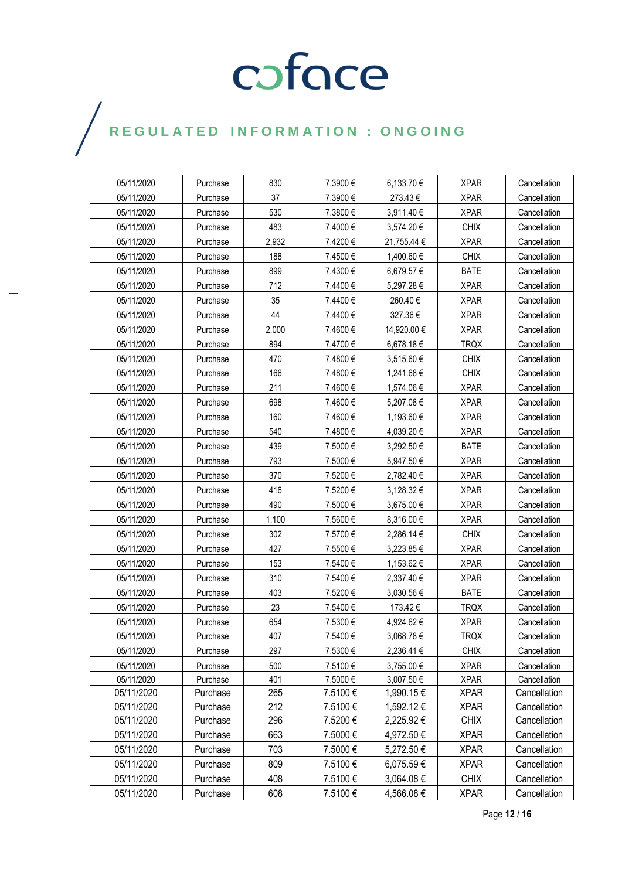| 05/11/2020 | Purchase | 830 | 7.3900 € | 6,133.70 € | XPAR | Cancellation |
|---|---|---|---|---|---|---|
| 05/11/2020 | Purchase | 37 | 7.3900 € | 273.43 € | XPAR | Cancellation |
| 05/11/2020 | Purchase | 530 | 7.3800 € | 3,911.40 € | XPAR | Cancellation |
| 05/11/2020 | Purchase | 483 | 7.4000 € | 3,574.20 € | CHIX | Cancellation |
| 05/11/2020 | Purchase | 2,932 | 7.4200 € | 21,755.44 € | XPAR | Cancellation |
| 05/11/2020 | Purchase | 188 | 7.4500 € | 1,400.60 € | CHIX | Cancellation |
| 05/11/2020 | Purchase | 899 | 7.4300 € | 6,679.57 € | BATE | Cancellation |
| 05/11/2020 | Purchase | 712 | 7.4400 € | 5,297.28 € | XPAR | Cancellation |
| 05/11/2020 | Purchase | 35 | 7.4400 € | 260.40 € | XPAR | Cancellation |
| 05/11/2020 | Purchase | 44 | 7.4400 € | 327.36 € | XPAR | Cancellation |
| 05/11/2020 | Purchase | 2,000 | 7.4600 € | 14,920.00 € | XPAR | Cancellation |
| 05/11/2020 | Purchase | 894 | 7.4700 € | 6,678.18 € | TRQX | Cancellation |
| 05/11/2020 | Purchase | 470 | 7.4800 € | 3,515.60 € | CHIX | Cancellation |
| 05/11/2020 | Purchase | 166 | 7.4800 € | 1,241.68 € | CHIX | Cancellation |
| 05/11/2020 | Purchase | 211 | 7.4600 € | 1,574.06 € | XPAR | Cancellation |
| 05/11/2020 | Purchase | 698 | 7.4600 € | 5,207.08 € | XPAR | Cancellation |
| 05/11/2020 | Purchase | 160 | 7.4600 € | 1,193.60 € | XPAR | Cancellation |
| 05/11/2020 | Purchase | 540 | 7.4800 € | 4,039.20 € | XPAR | Cancellation |
| 05/11/2020 | Purchase | 439 | 7.5000 € | 3,292.50 € | BATE | Cancellation |
| 05/11/2020 | Purchase | 793 | 7.5000 € | 5,947.50 € | XPAR | Cancellation |
| 05/11/2020 | Purchase | 370 | 7.5200 € | 2,782.40 € | XPAR | Cancellation |
| 05/11/2020 | Purchase | 416 | 7.5200 € | 3,128.32 € | XPAR | Cancellation |
| 05/11/2020 | Purchase | 490 | 7.5000 € | 3,675.00 € | XPAR | Cancellation |
| 05/11/2020 | Purchase | 1,100 | 7.5600 € | 8,316.00 € | XPAR | Cancellation |
| 05/11/2020 | Purchase | 302 | 7.5700 € | 2,286.14 € | CHIX | Cancellation |
| 05/11/2020 | Purchase | 427 | 7.5500 € | 3,223.85 € | XPAR | Cancellation |
| 05/11/2020 | Purchase | 153 | 7.5400 € | 1,153.62 € | XPAR | Cancellation |
| 05/11/2020 | Purchase | 310 | 7.5400 € | 2,337.40 € | XPAR | Cancellation |
| 05/11/2020 | Purchase | 403 | 7.5200 € | 3,030.56 € | BATE | Cancellation |
| 05/11/2020 | Purchase | 23 | 7.5400 € | 173.42 € | TRQX | Cancellation |
| 05/11/2020 | Purchase | 654 | 7.5300 € | 4,924.62 € | XPAR | Cancellation |
| 05/11/2020 | Purchase | 407 | 7.5400 € | 3,068.78 € | TRQX | Cancellation |
| 05/11/2020 | Purchase | 297 | 7.5300 € | 2,236.41 € | CHIX | Cancellation |
| 05/11/2020 | Purchase | 500 | 7.5100 € | 3,755.00 € | XPAR | Cancellation |
| 05/11/2020 | Purchase | 401 | 7.5000 € | 3,007.50 € | XPAR | Cancellation |
| 05/11/2020 | Purchase | 265 | 7.5100 € | 1,990.15 € | XPAR | Cancellation |
| 05/11/2020 | Purchase | 212 | 7.5100 € | 1,592.12 € | XPAR | Cancellation |
| 05/11/2020 | Purchase | 296 | 7.5200 € | 2,225.92 € | CHIX | Cancellation |
| 05/11/2020 | Purchase | 663 | 7.5000 € | 4,972.50 € | XPAR | Cancellation |
| 05/11/2020 | Purchase | 703 | 7.5000 € | 5,272.50 € | XPAR | Cancellation |
| 05/11/2020 | Purchase | 809 | 7.5100 € | 6,075.59 € | XPAR | Cancellation |
| 05/11/2020 | Purchase | 408 | 7.5100 € | 3,064.08 € | CHIX | Cancellation |
| 05/11/2020 | Purchase | 608 | 7.5100 € | 4,566.08 € | XPAR | Cancellation |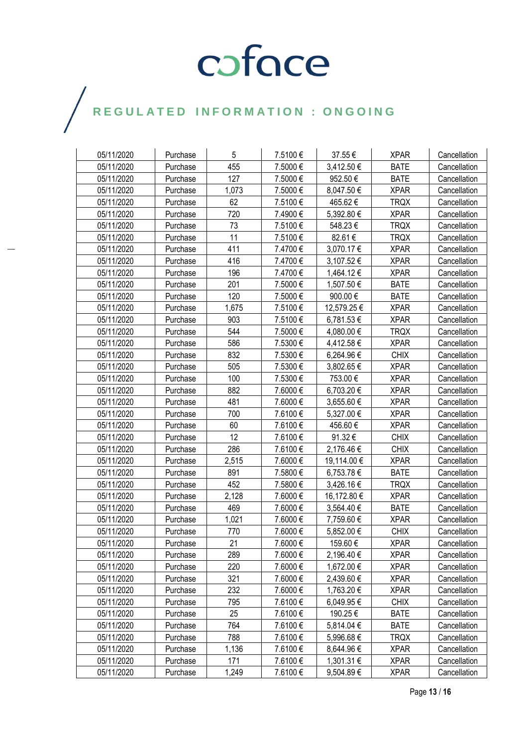coface

REGULATED INFORMATION : ONGOING

| 05/11/2020 | Purchase | 5 | 7.5100 € | 37.55 € | XPAR | Cancellation |
|---|---|---|---|---|---|---|
| 05/11/2020 | Purchase | 455 | 7.5000 € | 3,412.50 € | BATE | Cancellation |
| 05/11/2020 | Purchase | 127 | 7.5000 € | 952.50 € | BATE | Cancellation |
| 05/11/2020 | Purchase | 1,073 | 7.5000 € | 8,047.50 € | XPAR | Cancellation |
| 05/11/2020 | Purchase | 62 | 7.5100 € | 465.62 € | TRQX | Cancellation |
| 05/11/2020 | Purchase | 720 | 7.4900 € | 5,392.80 € | XPAR | Cancellation |
| 05/11/2020 | Purchase | 73 | 7.5100 € | 548.23 € | TRQX | Cancellation |
| 05/11/2020 | Purchase | 11 | 7.5100 € | 82.61 € | TRQX | Cancellation |
| 05/11/2020 | Purchase | 411 | 7.4700 € | 3,070.17 € | XPAR | Cancellation |
| 05/11/2020 | Purchase | 416 | 7.4700 € | 3,107.52 € | XPAR | Cancellation |
| 05/11/2020 | Purchase | 196 | 7.4700 € | 1,464.12 € | XPAR | Cancellation |
| 05/11/2020 | Purchase | 201 | 7.5000 € | 1,507.50 € | BATE | Cancellation |
| 05/11/2020 | Purchase | 120 | 7.5000 € | 900.00 € | BATE | Cancellation |
| 05/11/2020 | Purchase | 1,675 | 7.5100 € | 12,579.25 € | XPAR | Cancellation |
| 05/11/2020 | Purchase | 903 | 7.5100 € | 6,781.53 € | XPAR | Cancellation |
| 05/11/2020 | Purchase | 544 | 7.5000 € | 4,080.00 € | TRQX | Cancellation |
| 05/11/2020 | Purchase | 586 | 7.5300 € | 4,412.58 € | XPAR | Cancellation |
| 05/11/2020 | Purchase | 832 | 7.5300 € | 6,264.96 € | CHIX | Cancellation |
| 05/11/2020 | Purchase | 505 | 7.5300 € | 3,802.65 € | XPAR | Cancellation |
| 05/11/2020 | Purchase | 100 | 7.5300 € | 753.00 € | XPAR | Cancellation |
| 05/11/2020 | Purchase | 882 | 7.6000 € | 6,703.20 € | XPAR | Cancellation |
| 05/11/2020 | Purchase | 481 | 7.6000 € | 3,655.60 € | XPAR | Cancellation |
| 05/11/2020 | Purchase | 700 | 7.6100 € | 5,327.00 € | XPAR | Cancellation |
| 05/11/2020 | Purchase | 60 | 7.6100 € | 456.60 € | XPAR | Cancellation |
| 05/11/2020 | Purchase | 12 | 7.6100 € | 91.32 € | CHIX | Cancellation |
| 05/11/2020 | Purchase | 286 | 7.6100 € | 2,176.46 € | CHIX | Cancellation |
| 05/11/2020 | Purchase | 2,515 | 7.6000 € | 19,114.00 € | XPAR | Cancellation |
| 05/11/2020 | Purchase | 891 | 7.5800 € | 6,753.78 € | BATE | Cancellation |
| 05/11/2020 | Purchase | 452 | 7.5800 € | 3,426.16 € | TRQX | Cancellation |
| 05/11/2020 | Purchase | 2,128 | 7.6000 € | 16,172.80 € | XPAR | Cancellation |
| 05/11/2020 | Purchase | 469 | 7.6000 € | 3,564.40 € | BATE | Cancellation |
| 05/11/2020 | Purchase | 1,021 | 7.6000 € | 7,759.60 € | XPAR | Cancellation |
| 05/11/2020 | Purchase | 770 | 7.6000 € | 5,852.00 € | CHIX | Cancellation |
| 05/11/2020 | Purchase | 21 | 7.6000 € | 159.60 € | XPAR | Cancellation |
| 05/11/2020 | Purchase | 289 | 7.6000 € | 2,196.40 € | XPAR | Cancellation |
| 05/11/2020 | Purchase | 220 | 7.6000 € | 1,672.00 € | XPAR | Cancellation |
| 05/11/2020 | Purchase | 321 | 7.6000 € | 2,439.60 € | XPAR | Cancellation |
| 05/11/2020 | Purchase | 232 | 7.6000 € | 1,763.20 € | XPAR | Cancellation |
| 05/11/2020 | Purchase | 795 | 7.6100 € | 6,049.95 € | CHIX | Cancellation |
| 05/11/2020 | Purchase | 25 | 7.6100 € | 190.25 € | BATE | Cancellation |
| 05/11/2020 | Purchase | 764 | 7.6100 € | 5,814.04 € | BATE | Cancellation |
| 05/11/2020 | Purchase | 788 | 7.6100 € | 5,996.68 € | TRQX | Cancellation |
| 05/11/2020 | Purchase | 1,136 | 7.6100 € | 8,644.96 € | XPAR | Cancellation |
| 05/11/2020 | Purchase | 171 | 7.6100 € | 1,301.31 € | XPAR | Cancellation |
| 05/11/2020 | Purchase | 1,249 | 7.6100 € | 9,504.89 € | XPAR | Cancellation |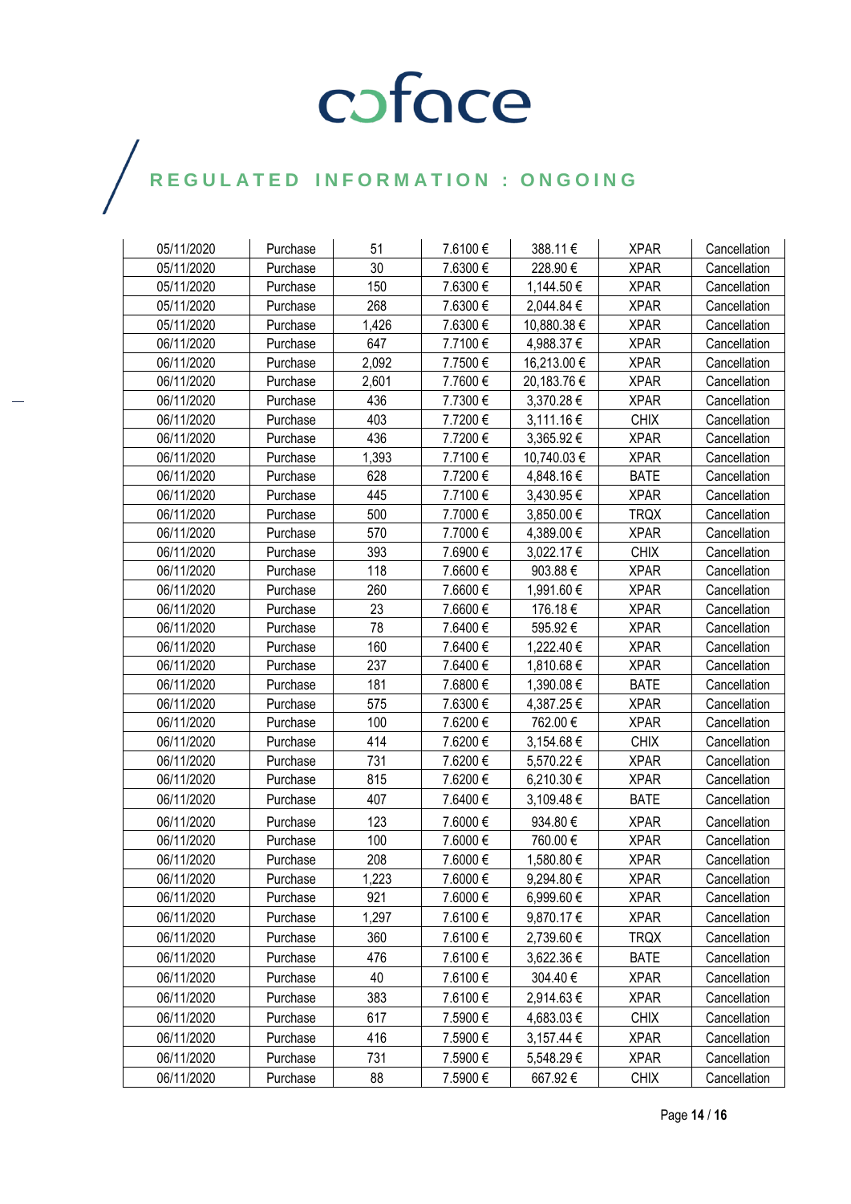| 05/11/2020 | Purchase | 51 | 7.6100 € | 388.11 € | XPAR | Cancellation |
|---|---|---|---|---|---|---|
| 05/11/2020 | Purchase | 30 | 7.6300 € | 228.90 € | XPAR | Cancellation |
| 05/11/2020 | Purchase | 150 | 7.6300 € | 1,144.50 € | XPAR | Cancellation |
| 05/11/2020 | Purchase | 268 | 7.6300 € | 2,044.84 € | XPAR | Cancellation |
| 05/11/2020 | Purchase | 1,426 | 7.6300 € | 10,880.38 € | XPAR | Cancellation |
| 06/11/2020 | Purchase | 647 | 7.7100 € | 4,988.37 € | XPAR | Cancellation |
| 06/11/2020 | Purchase | 2,092 | 7.7500 € | 16,213.00 € | XPAR | Cancellation |
| 06/11/2020 | Purchase | 2,601 | 7.7600 € | 20,183.76 € | XPAR | Cancellation |
| 06/11/2020 | Purchase | 436 | 7.7300 € | 3,370.28 € | XPAR | Cancellation |
| 06/11/2020 | Purchase | 403 | 7.7200 € | 3,111.16 € | CHIX | Cancellation |
| 06/11/2020 | Purchase | 436 | 7.7200 € | 3,365.92 € | XPAR | Cancellation |
| 06/11/2020 | Purchase | 1,393 | 7.7100 € | 10,740.03 € | XPAR | Cancellation |
| 06/11/2020 | Purchase | 628 | 7.7200 € | 4,848.16 € | BATE | Cancellation |
| 06/11/2020 | Purchase | 445 | 7.7100 € | 3,430.95 € | XPAR | Cancellation |
| 06/11/2020 | Purchase | 500 | 7.7000 € | 3,850.00 € | TRQX | Cancellation |
| 06/11/2020 | Purchase | 570 | 7.7000 € | 4,389.00 € | XPAR | Cancellation |
| 06/11/2020 | Purchase | 393 | 7.6900 € | 3,022.17 € | CHIX | Cancellation |
| 06/11/2020 | Purchase | 118 | 7.6600 € | 903.88 € | XPAR | Cancellation |
| 06/11/2020 | Purchase | 260 | 7.6600 € | 1,991.60 € | XPAR | Cancellation |
| 06/11/2020 | Purchase | 23 | 7.6600 € | 176.18 € | XPAR | Cancellation |
| 06/11/2020 | Purchase | 78 | 7.6400 € | 595.92 € | XPAR | Cancellation |
| 06/11/2020 | Purchase | 160 | 7.6400 € | 1,222.40 € | XPAR | Cancellation |
| 06/11/2020 | Purchase | 237 | 7.6400 € | 1,810.68 € | XPAR | Cancellation |
| 06/11/2020 | Purchase | 181 | 7.6800 € | 1,390.08 € | BATE | Cancellation |
| 06/11/2020 | Purchase | 575 | 7.6300 € | 4,387.25 € | XPAR | Cancellation |
| 06/11/2020 | Purchase | 100 | 7.6200 € | 762.00 € | XPAR | Cancellation |
| 06/11/2020 | Purchase | 414 | 7.6200 € | 3,154.68 € | CHIX | Cancellation |
| 06/11/2020 | Purchase | 731 | 7.6200 € | 5,570.22 € | XPAR | Cancellation |
| 06/11/2020 | Purchase | 815 | 7.6200 € | 6,210.30 € | XPAR | Cancellation |
| 06/11/2020 | Purchase | 407 | 7.6400 € | 3,109.48 € | BATE | Cancellation |
| 06/11/2020 | Purchase | 123 | 7.6000 € | 934.80 € | XPAR | Cancellation |
| 06/11/2020 | Purchase | 100 | 7.6000 € | 760.00 € | XPAR | Cancellation |
| 06/11/2020 | Purchase | 208 | 7.6000 € | 1,580.80 € | XPAR | Cancellation |
| 06/11/2020 | Purchase | 1,223 | 7.6000 € | 9,294.80 € | XPAR | Cancellation |
| 06/11/2020 | Purchase | 921 | 7.6000 € | 6,999.60 € | XPAR | Cancellation |
| 06/11/2020 | Purchase | 1,297 | 7.6100 € | 9,870.17 € | XPAR | Cancellation |
| 06/11/2020 | Purchase | 360 | 7.6100 € | 2,739.60 € | TRQX | Cancellation |
| 06/11/2020 | Purchase | 476 | 7.6100 € | 3,622.36 € | BATE | Cancellation |
| 06/11/2020 | Purchase | 40 | 7.6100 € | 304.40 € | XPAR | Cancellation |
| 06/11/2020 | Purchase | 383 | 7.6100 € | 2,914.63 € | XPAR | Cancellation |
| 06/11/2020 | Purchase | 617 | 7.5900 € | 4,683.03 € | CHIX | Cancellation |
| 06/11/2020 | Purchase | 416 | 7.5900 € | 3,157.44 € | XPAR | Cancellation |
| 06/11/2020 | Purchase | 731 | 7.5900 € | 5,548.29 € | XPAR | Cancellation |
| 06/11/2020 | Purchase | 88 | 7.5900 € | 667.92 € | CHIX | Cancellation |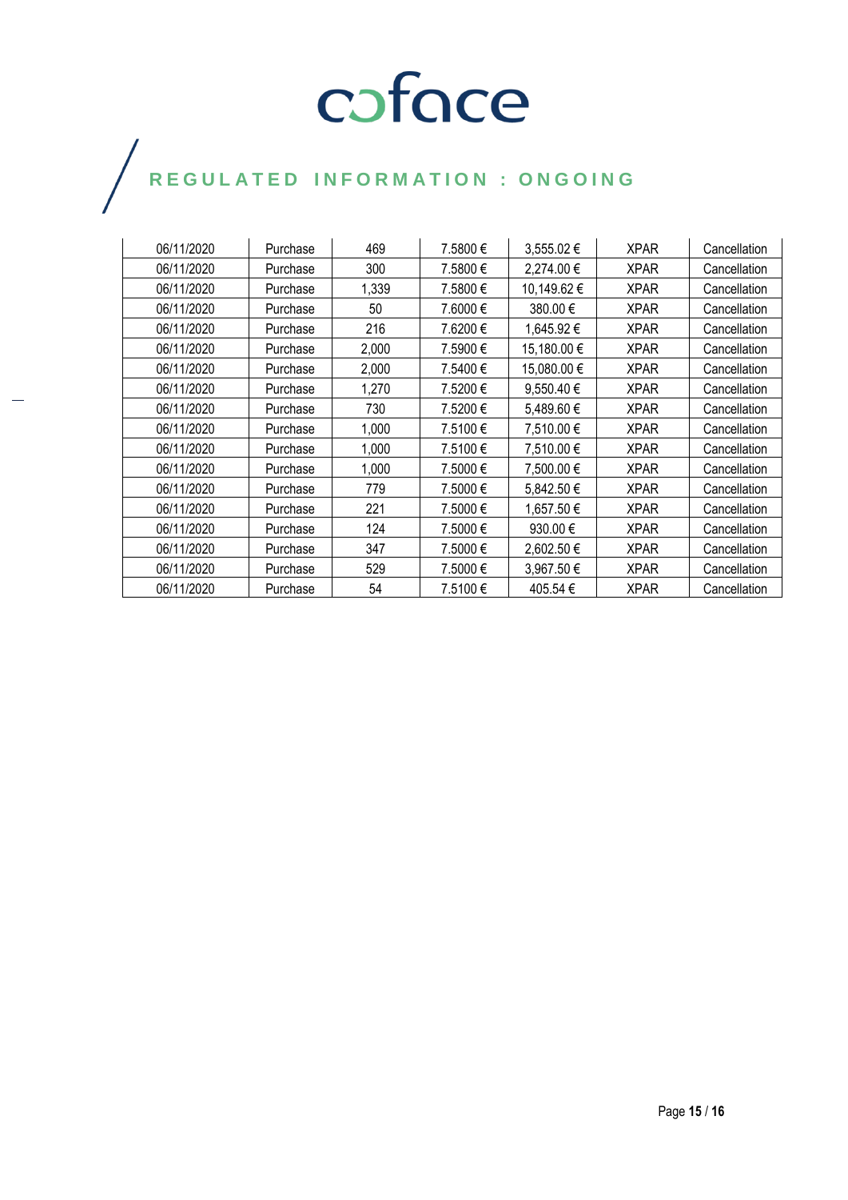# coface

## REGULATED INFORMATION : ONGOING

| | | | | | | |
|---|---|---|---|---|---|---|
| 06/11/2020 | Purchase | 469 | 7.5800 € | 3,555.02 € | XPAR | Cancellation |
| 06/11/2020 | Purchase | 300 | 7.5800 € | 2,274.00 € | XPAR | Cancellation |
| 06/11/2020 | Purchase | 1,339 | 7.5800 € | 10,149.62 € | XPAR | Cancellation |
| 06/11/2020 | Purchase | 50 | 7.6000 € | 380.00 € | XPAR | Cancellation |
| 06/11/2020 | Purchase | 216 | 7.6200 € | 1,645.92 € | XPAR | Cancellation |
| 06/11/2020 | Purchase | 2,000 | 7.5900 € | 15,180.00 € | XPAR | Cancellation |
| 06/11/2020 | Purchase | 2,000 | 7.5400 € | 15,080.00 € | XPAR | Cancellation |
| 06/11/2020 | Purchase | 1,270 | 7.5200 € | 9,550.40 € | XPAR | Cancellation |
| 06/11/2020 | Purchase | 730 | 7.5200 € | 5,489.60 € | XPAR | Cancellation |
| 06/11/2020 | Purchase | 1,000 | 7.5100 € | 7,510.00 € | XPAR | Cancellation |
| 06/11/2020 | Purchase | 1,000 | 7.5100 € | 7,510.00 € | XPAR | Cancellation |
| 06/11/2020 | Purchase | 1,000 | 7.5000 € | 7,500.00 € | XPAR | Cancellation |
| 06/11/2020 | Purchase | 779 | 7.5000 € | 5,842.50 € | XPAR | Cancellation |
| 06/11/2020 | Purchase | 221 | 7.5000 € | 1,657.50 € | XPAR | Cancellation |
| 06/11/2020 | Purchase | 124 | 7.5000 € | 930.00 € | XPAR | Cancellation |
| 06/11/2020 | Purchase | 347 | 7.5000 € | 2,602.50 € | XPAR | Cancellation |
| 06/11/2020 | Purchase | 529 | 7.5000 € | 3,967.50 € | XPAR | Cancellation |
| 06/11/2020 | Purchase | 54 | 7.5100 € | 405.54 € | XPAR | Cancellation |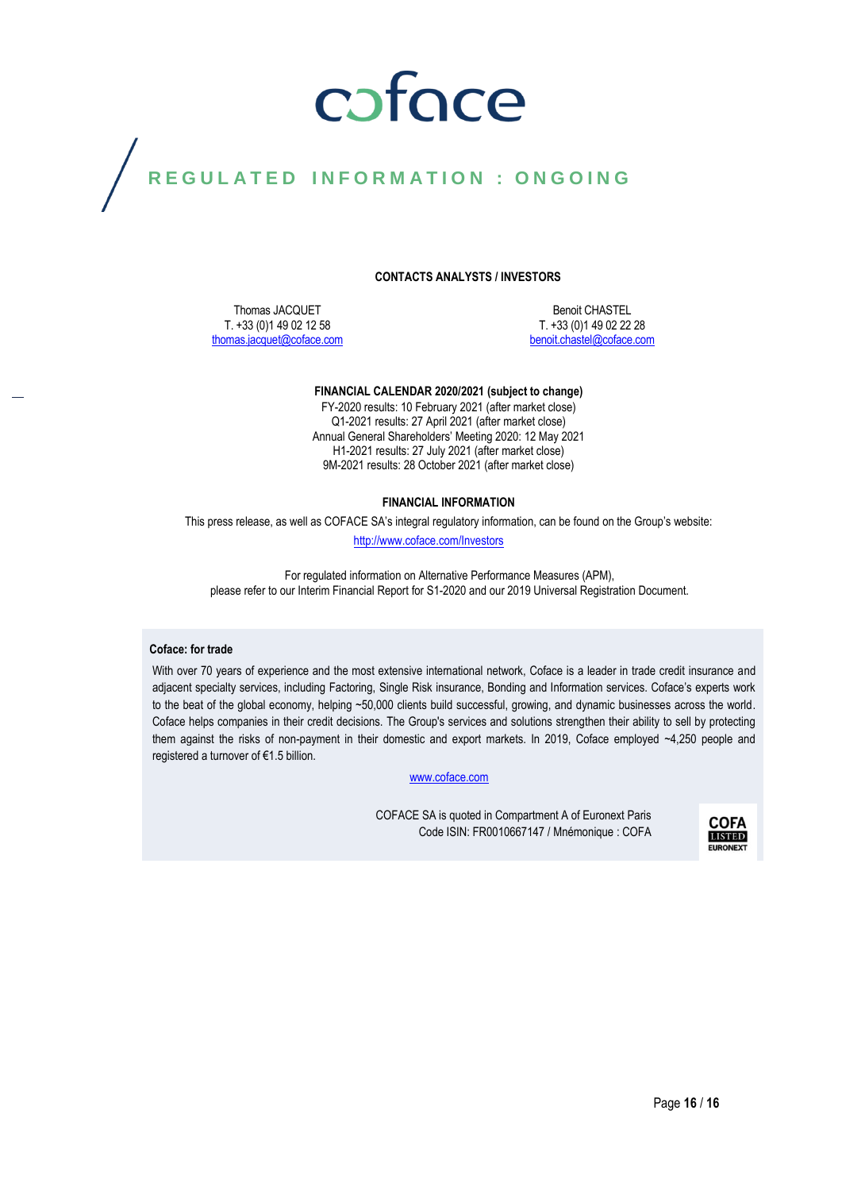coface

REGULATED INFORMATION : ONGOING

**CONTACTS ANALYSTS / INVESTORS**

Thomas JACQUET
T. +33 (0)1 49 02 12 58
thomas.jacquet@coface.com

Benoit CHASTEL
T. +33 (0)1 49 02 22 28
benoit.chastel@coface.com

**FINANCIAL CALENDAR 2020/2021 (subject to change)**

FY-2020 results: 10 February 2021 (after market close)
Q1-2021 results: 27 April 2021 (after market close)
Annual General Shareholders' Meeting 2020: 12 May 2021
H1-2021 results: 27 July 2021 (after market close)
9M-2021 results: 28 October 2021 (after market close)

**FINANCIAL INFORMATION**

This press release, as well as COFACE SA's integral regulatory information, can be found on the Group's website:
http://www.coface.com/Investors

For regulated information on Alternative Performance Measures (APM),
please refer to our Interim Financial Report for S1-2020 and our 2019 Universal Registration Document.

**Coface: for trade**

With over 70 years of experience and the most extensive international network, Coface is a leader in trade credit insurance and adjacent specialty services, including Factoring, Single Risk insurance, Bonding and Information services. Coface's experts work to the beat of the global economy, helping ~50,000 clients build successful, growing, and dynamic businesses across the world. Coface helps companies in their credit decisions. The Group's services and solutions strengthen their ability to sell by protecting them against the risks of non-payment in their domestic and export markets. In 2019, Coface employed ~4,250 people and registered a turnover of €1.5 billion.

www.coface.com

COFACE SA is quoted in Compartment A of Euronext Paris
Code ISIN: FR0010667147 / Mnémonique : COFA

COFA LISTED EURONEXT